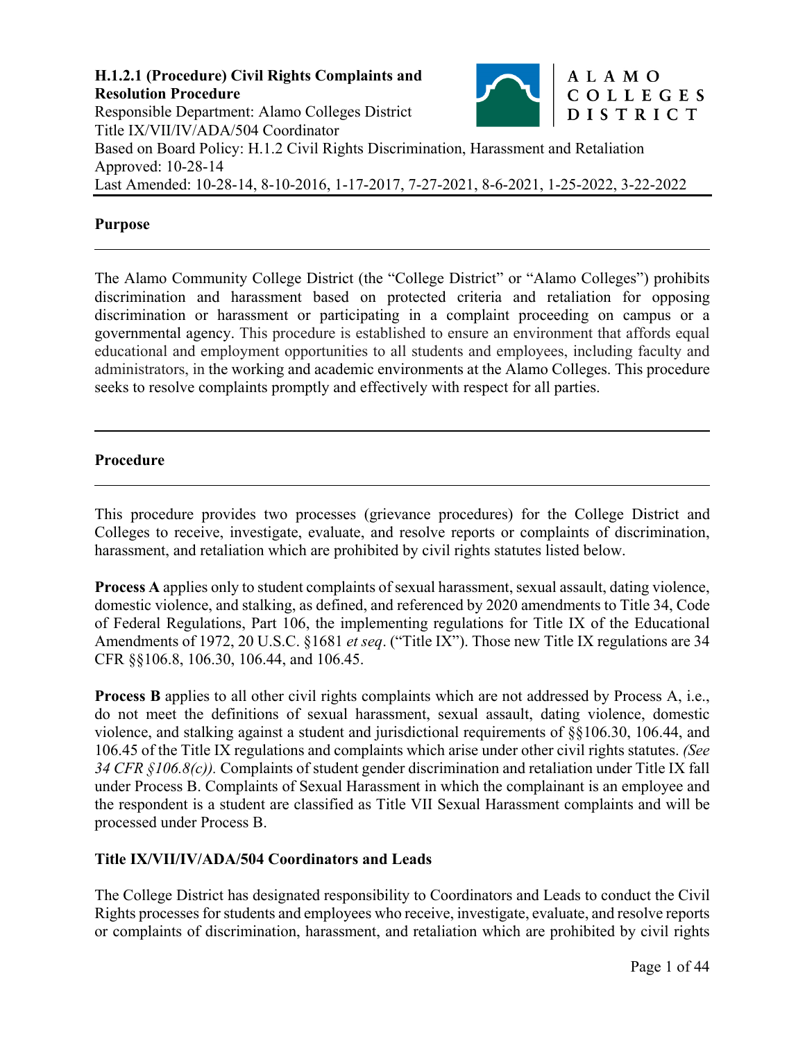**H.1.2.1 (Procedure) Civil Rights Complaints and Resolution Procedure**
Responsible Department: Alamo Colleges District Title IX/VII/IV/ADA/504 Coordinator
Based on Board Policy: H.1.2 Civil Rights Discrimination, Harassment and Retaliation
Approved: 10-28-14
Last Amended: 10-28-14, 8-10-2016, 1-17-2017, 7-27-2021, 8-6-2021, 1-25-2022, 3-22-2022

---

## Purpose

---

The Alamo Community College District (the "College District" or "Alamo Colleges") prohibits discrimination and harassment based on protected criteria and retaliation for opposing discrimination or harassment or participating in a complaint proceeding on campus or a governmental agency. This procedure is established to ensure an environment that affords equal educational and employment opportunities to all students and employees, including faculty and administrators, in the working and academic environments at the Alamo Colleges. This procedure seeks to resolve complaints promptly and effectively with respect for all parties.

---

## Procedure

---

This procedure provides two processes (grievance procedures) for the College District and Colleges to receive, investigate, evaluate, and resolve reports or complaints of discrimination, harassment, and retaliation which are prohibited by civil rights statutes listed below.

**Process A** applies only to student complaints of sexual harassment, sexual assault, dating violence, domestic violence, and stalking, as defined, and referenced by 2020 amendments to Title 34, Code of Federal Regulations, Part 106, the implementing regulations for Title IX of the Educational Amendments of 1972, 20 U.S.C. §1681 *et seq*. ("Title IX"). Those new Title IX regulations are 34 CFR §§106.8, 106.30, 106.44, and 106.45.

**Process B** applies to all other civil rights complaints which are not addressed by Process A, i.e., do not meet the definitions of sexual harassment, sexual assault, dating violence, domestic violence, and stalking against a student and jurisdictional requirements of §§106.30, 106.44, and 106.45 of the Title IX regulations and complaints which arise under other civil rights statutes. *(See 34 CFR §106.8(c)).* Complaints of student gender discrimination and retaliation under Title IX fall under Process B. Complaints of Sexual Harassment in which the complainant is an employee and the respondent is a student are classified as Title VII Sexual Harassment complaints and will be processed under Process B.

### Title IX/VII/IV/ADA/504 Coordinators and Leads

The College District has designated responsibility to Coordinators and Leads to conduct the Civil Rights processes for students and employees who receive, investigate, evaluate, and resolve reports or complaints of discrimination, harassment, and retaliation which are prohibited by civil rights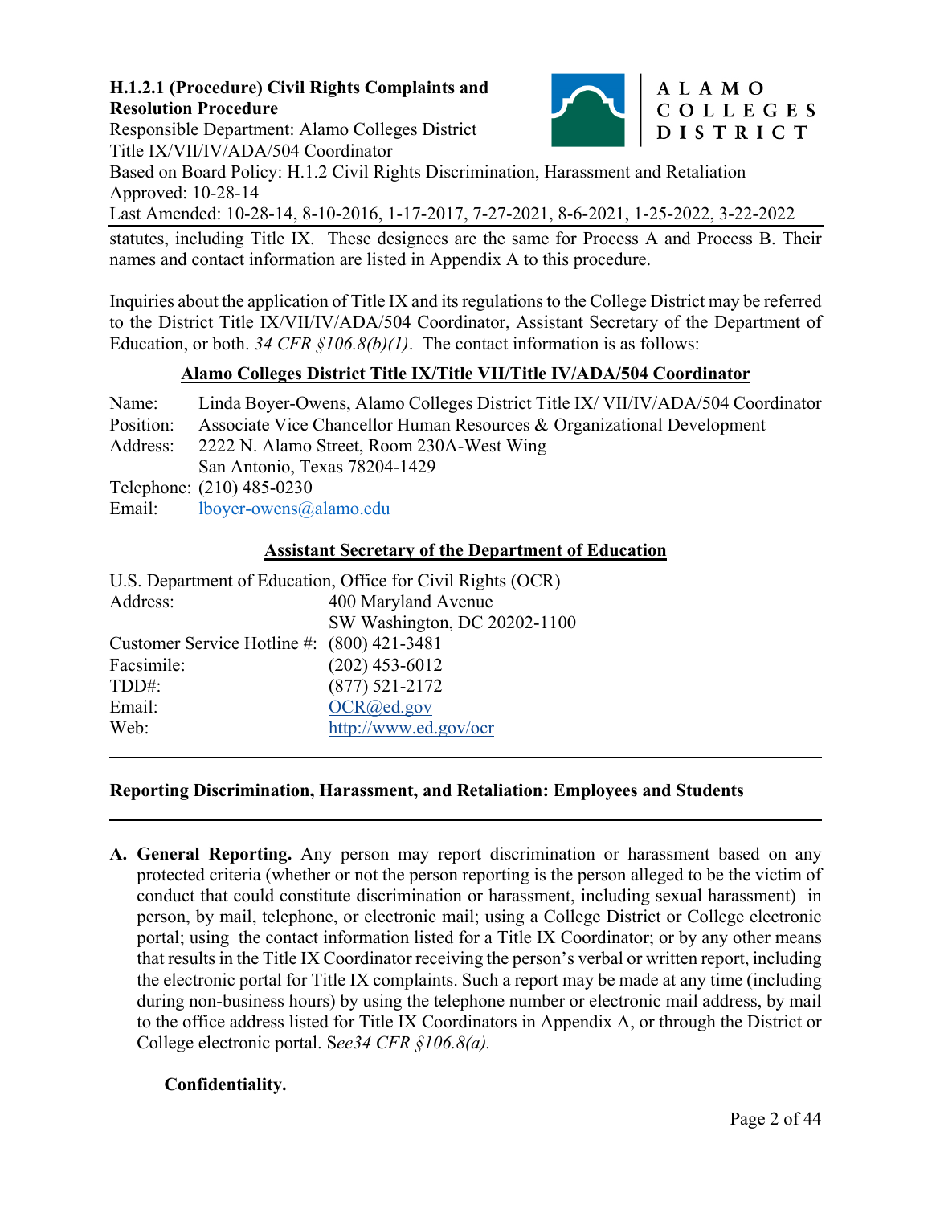statutes, including Title IX. These designees are the same for Process A and Process B. Their names and contact information are listed in Appendix A to this procedure.

Inquiries about the application of Title IX and its regulations to the College District may be referred to the District Title IX/VII/IV/ADA/504 Coordinator, Assistant Secretary of the Department of Education, or both. *34 CFR §106.8(b)(1)*. The contact information is as follows:

**Alamo Colleges District Title IX/Title VII/Title IV/ADA/504 Coordinator**

Name: Linda Boyer-Owens, Alamo Colleges District Title IX/ VII/IV/ADA/504 Coordinator
Position: Associate Vice Chancellor Human Resources & Organizational Development
Address: 2222 N. Alamo Street, Room 230A-West Wing
San Antonio, Texas 78204-1429
Telephone: (210) 485-0230
Email: lboyer-owens@alamo.edu

**Assistant Secretary of the Department of Education**

U.S. Department of Education, Office for Civil Rights (OCR)
Address: 400 Maryland Avenue
SW Washington, DC 20202-1100
Customer Service Hotline #: (800) 421-3481
Facsimile: (202) 453-6012
TDD#: (877) 521-2172
Email: OCR@ed.gov
Web: http://www.ed.gov/ocr

---

**Reporting Discrimination, Harassment, and Retaliation: Employees and Students**

---

**A. General Reporting.** Any person may report discrimination or harassment based on any protected criteria (whether or not the person reporting is the person alleged to be the victim of conduct that could constitute discrimination or harassment, including sexual harassment) in person, by mail, telephone, or electronic mail; using a College District or College electronic portal; using the contact information listed for a Title IX Coordinator; or by any other means that results in the Title IX Coordinator receiving the person's verbal or written report, including the electronic portal for Title IX complaints. Such a report may be made at any time (including during non-business hours) by using the telephone number or electronic mail address, by mail to the office address listed for Title IX Coordinators in Appendix A, or through the District or College electronic portal. S*ee34 CFR §106.8(a).*

**Confidentiality.**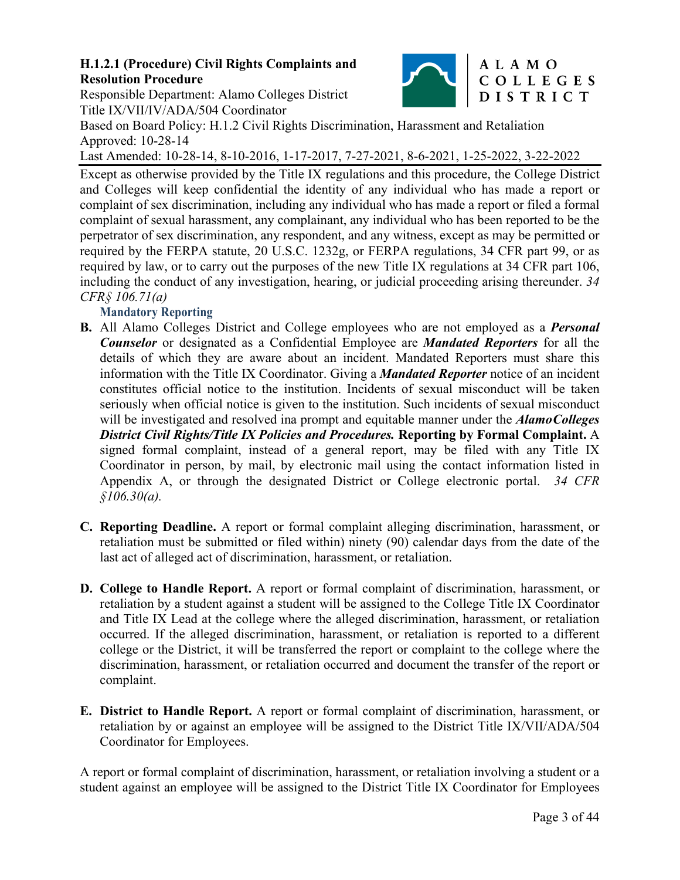Except as otherwise provided by the Title IX regulations and this procedure, the College District and Colleges will keep confidential the identity of any individual who has made a report or complaint of sex discrimination, including any individual who has made a report or filed a formal complaint of sexual harassment, any complainant, any individual who has been reported to be the perpetrator of sex discrimination, any respondent, and any witness, except as may be permitted or required by the FERPA statute, 20 U.S.C. 1232g, or FERPA regulations, 34 CFR part 99, or as required by law, or to carry out the purposes of the new Title IX regulations at 34 CFR part 106, including the conduct of any investigation, hearing, or judicial proceeding arising thereunder. *34 CFR§ 106.71(a)*

### Mandatory Reporting

**B.** All Alamo Colleges District and College employees who are not employed as a ***Personal Counselor*** or designated as a Confidential Employee are ***Mandated Reporters*** for all the details of which they are aware about an incident. Mandated Reporters must share this information with the Title IX Coordinator. Giving a ***Mandated Reporter*** notice of an incident constitutes official notice to the institution. Incidents of sexual misconduct will be taken seriously when official notice is given to the institution. Such incidents of sexual misconduct will be investigated and resolved ina prompt and equitable manner under the ***AlamoColleges District Civil Rights/Title IX Policies and Procedures.*** **Reporting by Formal Complaint.** A signed formal complaint, instead of a general report, may be filed with any Title IX Coordinator in person, by mail, by electronic mail using the contact information listed in Appendix A, or through the designated District or College electronic portal. *34 CFR §106.30(a).*

**C. Reporting Deadline.** A report or formal complaint alleging discrimination, harassment, or retaliation must be submitted or filed within) ninety (90) calendar days from the date of the last act of alleged act of discrimination, harassment, or retaliation.

**D. College to Handle Report.** A report or formal complaint of discrimination, harassment, or retaliation by a student against a student will be assigned to the College Title IX Coordinator and Title IX Lead at the college where the alleged discrimination, harassment, or retaliation occurred. If the alleged discrimination, harassment, or retaliation is reported to a different college or the District, it will be transferred the report or complaint to the college where the discrimination, harassment, or retaliation occurred and document the transfer of the report or complaint.

**E. District to Handle Report.** A report or formal complaint of discrimination, harassment, or retaliation by or against an employee will be assigned to the District Title IX/VII/ADA/504 Coordinator for Employees.

A report or formal complaint of discrimination, harassment, or retaliation involving a student or a student against an employee will be assigned to the District Title IX Coordinator for Employees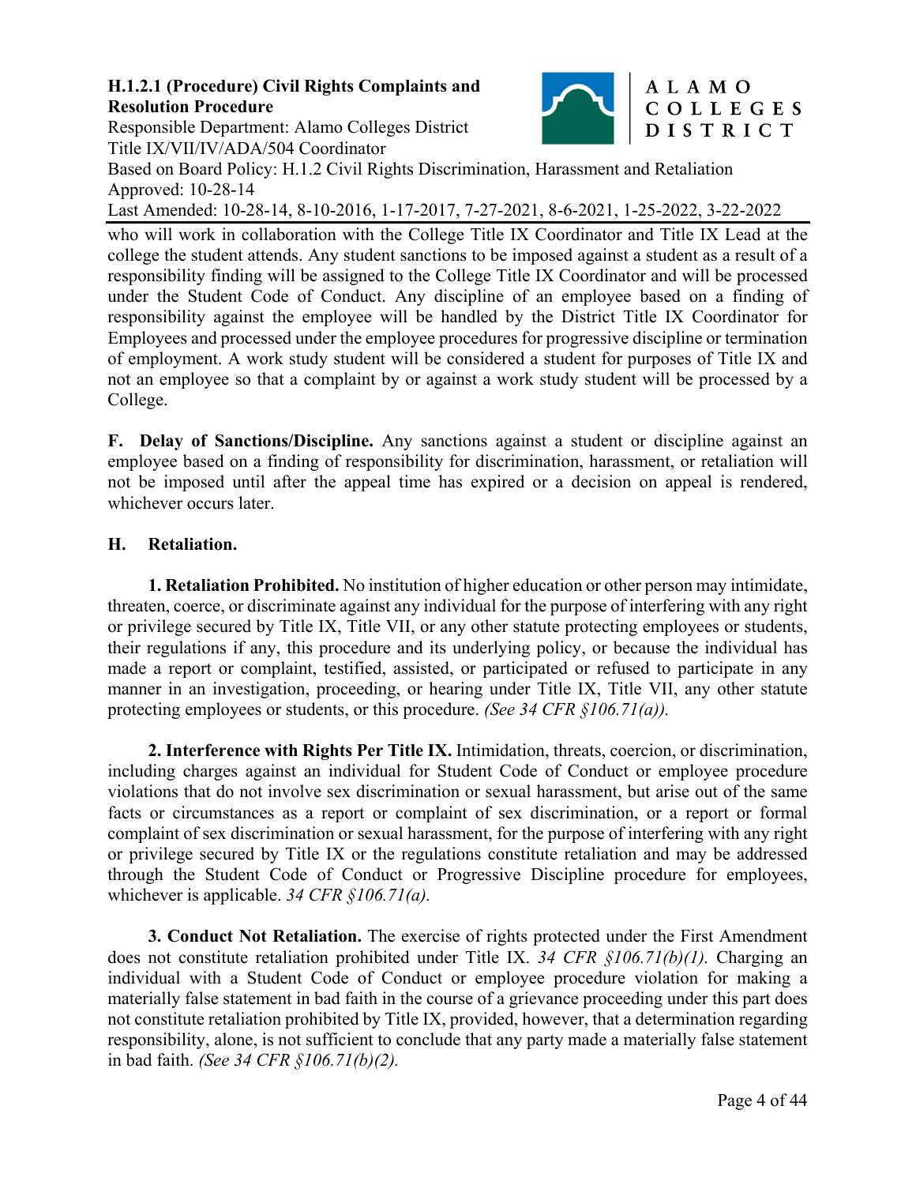who will work in collaboration with the College Title IX Coordinator and Title IX Lead at the college the student attends. Any student sanctions to be imposed against a student as a result of a responsibility finding will be assigned to the College Title IX Coordinator and will be processed under the Student Code of Conduct. Any discipline of an employee based on a finding of responsibility against the employee will be handled by the District Title IX Coordinator for Employees and processed under the employee procedures for progressive discipline or termination of employment. A work study student will be considered a student for purposes of Title IX and not an employee so that a complaint by or against a work study student will be processed by a College.

**F. Delay of Sanctions/Discipline.** Any sanctions against a student or discipline against an employee based on a finding of responsibility for discrimination, harassment, or retaliation will not be imposed until after the appeal time has expired or a decision on appeal is rendered, whichever occurs later.

## H. Retaliation.

**1. Retaliation Prohibited.** No institution of higher education or other person may intimidate, threaten, coerce, or discriminate against any individual for the purpose of interfering with any right or privilege secured by Title IX, Title VII, or any other statute protecting employees or students, their regulations if any, this procedure and its underlying policy, or because the individual has made a report or complaint, testified, assisted, or participated or refused to participate in any manner in an investigation, proceeding, or hearing under Title IX, Title VII, any other statute protecting employees or students, or this procedure. *(See 34 CFR §106.71(a)).*

**2. Interference with Rights Per Title IX.** Intimidation, threats, coercion, or discrimination, including charges against an individual for Student Code of Conduct or employee procedure violations that do not involve sex discrimination or sexual harassment, but arise out of the same facts or circumstances as a report or complaint of sex discrimination, or a report or formal complaint of sex discrimination or sexual harassment, for the purpose of interfering with any right or privilege secured by Title IX or the regulations constitute retaliation and may be addressed through the Student Code of Conduct or Progressive Discipline procedure for employees, whichever is applicable. *34 CFR §106.71(a).*

**3. Conduct Not Retaliation.** The exercise of rights protected under the First Amendment does not constitute retaliation prohibited under Title IX. *34 CFR §106.71(b)(1).* Charging an individual with a Student Code of Conduct or employee procedure violation for making a materially false statement in bad faith in the course of a grievance proceeding under this part does not constitute retaliation prohibited by Title IX, provided, however, that a determination regarding responsibility, alone, is not sufficient to conclude that any party made a materially false statement in bad faith. *(See 34 CFR §106.71(b)(2).*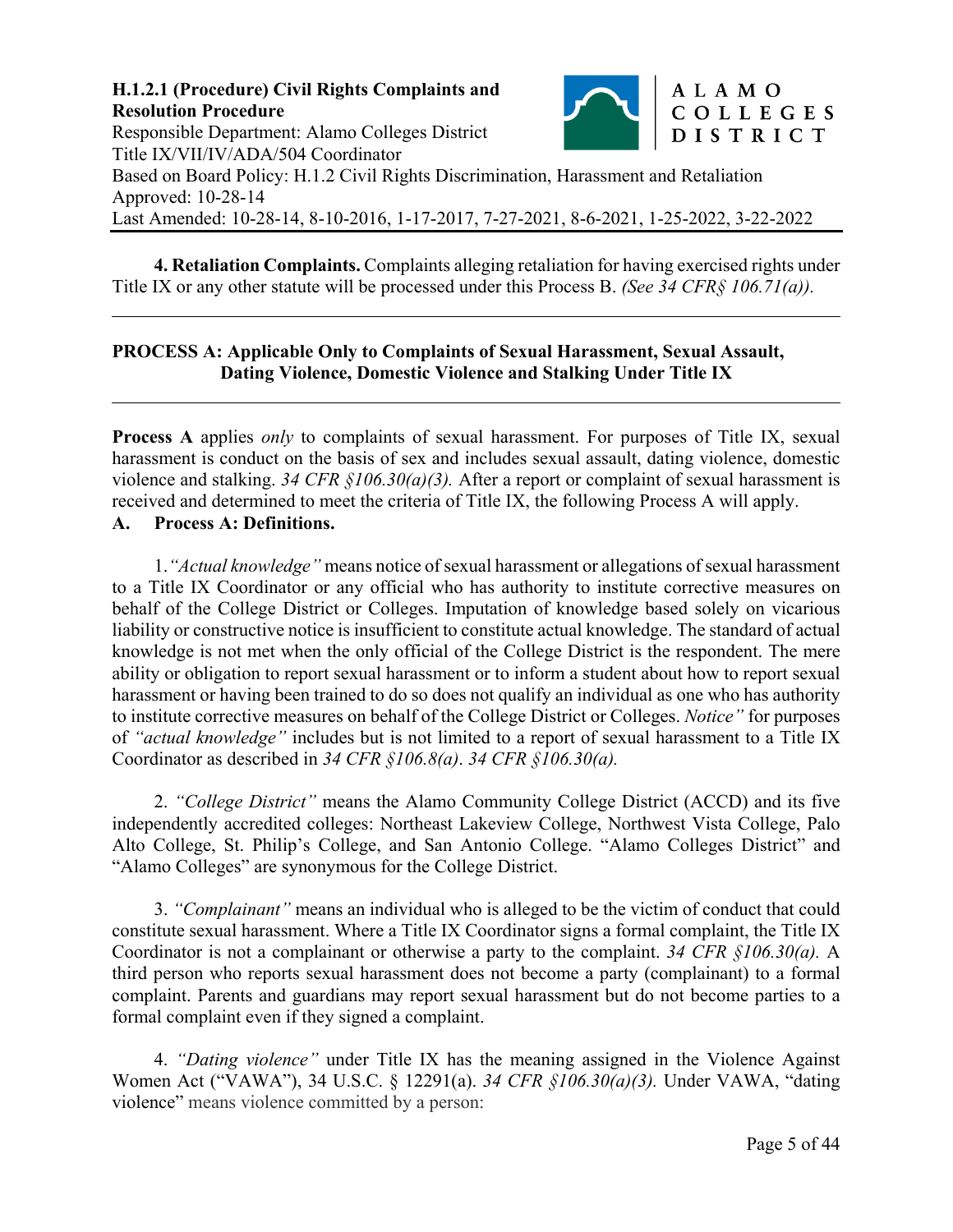**4. Retaliation Complaints.** Complaints alleging retaliation for having exercised rights under Title IX or any other statute will be processed under this Process B. *(See 34 CFR§ 106.71(a)).*

---

## PROCESS A: Applicable Only to Complaints of Sexual Harassment, Sexual Assault, Dating Violence, Domestic Violence and Stalking Under Title IX

---

**Process A** applies *only* to complaints of sexual harassment. For purposes of Title IX, sexual harassment is conduct on the basis of sex and includes sexual assault, dating violence, domestic violence and stalking. *34 CFR §106.30(a)(3).* After a report or complaint of sexual harassment is received and determined to meet the criteria of Title IX, the following Process A will apply.

### A. Process A: Definitions.

1. *"Actual knowledge"* means notice of sexual harassment or allegations of sexual harassment to a Title IX Coordinator or any official who has authority to institute corrective measures on behalf of the College District or Colleges. Imputation of knowledge based solely on vicarious liability or constructive notice is insufficient to constitute actual knowledge. The standard of actual knowledge is not met when the only official of the College District is the respondent. The mere ability or obligation to report sexual harassment or to inform a student about how to report sexual harassment or having been trained to do so does not qualify an individual as one who has authority to institute corrective measures on behalf of the College District or Colleges. *Notice"* for purposes of *"actual knowledge"* includes but is not limited to a report of sexual harassment to a Title IX Coordinator as described in *34 CFR §106.8(a)*. *34 CFR §106.30(a).*

2. *"College District"* means the Alamo Community College District (ACCD) and its five independently accredited colleges: Northeast Lakeview College, Northwest Vista College, Palo Alto College, St. Philip's College, and San Antonio College. "Alamo Colleges District" and "Alamo Colleges" are synonymous for the College District.

3. *"Complainant"* means an individual who is alleged to be the victim of conduct that could constitute sexual harassment. Where a Title IX Coordinator signs a formal complaint, the Title IX Coordinator is not a complainant or otherwise a party to the complaint. *34 CFR §106.30(a).* A third person who reports sexual harassment does not become a party (complainant) to a formal complaint. Parents and guardians may report sexual harassment but do not become parties to a formal complaint even if they signed a complaint.

4. *"Dating violence"* under Title IX has the meaning assigned in the Violence Against Women Act ("VAWA"), 34 U.S.C. § 12291(a). *34 CFR §106.30(a)(3).* Under VAWA, "dating violence" means violence committed by a person: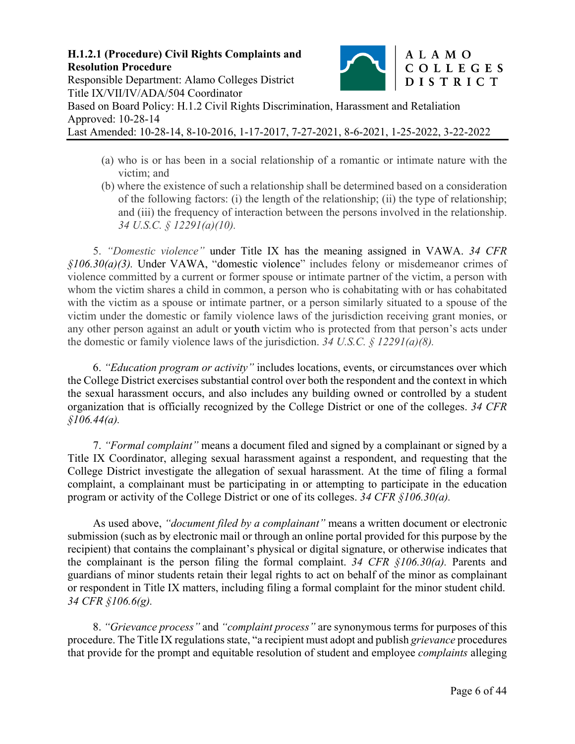(a) who is or has been in a social relationship of a romantic or intimate nature with the victim; and

(b) where the existence of such a relationship shall be determined based on a consideration of the following factors: (i) the length of the relationship; (ii) the type of relationship; and (iii) the frequency of interaction between the persons involved in the relationship. *34 U.S.C. § 12291(a)(10).*

5. *"Domestic violence"* under Title IX has the meaning assigned in VAWA. *34 CFR §106.30(a)(3).* Under VAWA, "domestic violence" includes felony or misdemeanor crimes of violence committed by a current or former spouse or intimate partner of the victim, a person with whom the victim shares a child in common, a person who is cohabitating with or has cohabitated with the victim as a spouse or intimate partner, or a person similarly situated to a spouse of the victim under the domestic or family violence laws of the jurisdiction receiving grant monies, or any other person against an adult or youth victim who is protected from that person's acts under the domestic or family violence laws of the jurisdiction. *34 U.S.C. § 12291(a)(8).*

6. *"Education program or activity"* includes locations, events, or circumstances over which the College District exercises substantial control over both the respondent and the context in which the sexual harassment occurs, and also includes any building owned or controlled by a student organization that is officially recognized by the College District or one of the colleges. *34 CFR §106.44(a).*

7. *"Formal complaint"* means a document filed and signed by a complainant or signed by a Title IX Coordinator, alleging sexual harassment against a respondent, and requesting that the College District investigate the allegation of sexual harassment. At the time of filing a formal complaint, a complainant must be participating in or attempting to participate in the education program or activity of the College District or one of its colleges. *34 CFR §106.30(a).*

As used above, *"document filed by a complainant"* means a written document or electronic submission (such as by electronic mail or through an online portal provided for this purpose by the recipient) that contains the complainant's physical or digital signature, or otherwise indicates that the complainant is the person filing the formal complaint. *34 CFR §106.30(a).* Parents and guardians of minor students retain their legal rights to act on behalf of the minor as complainant or respondent in Title IX matters, including filing a formal complaint for the minor student child. *34 CFR §106.6(g).*

8. *"Grievance process"* and *"complaint process"* are synonymous terms for purposes of this procedure. The Title IX regulations state, "a recipient must adopt and publish *grievance* procedures that provide for the prompt and equitable resolution of student and employee *complaints* alleging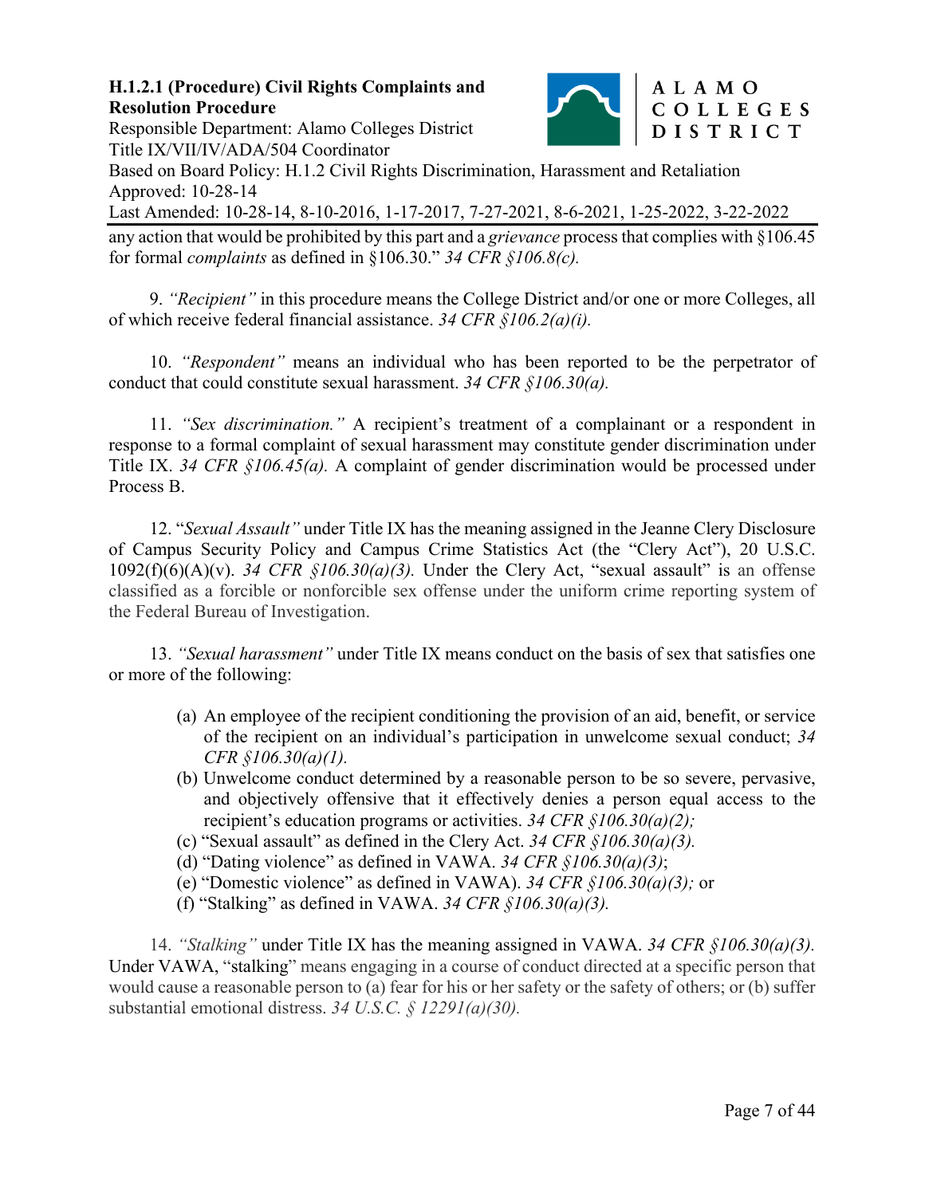any action that would be prohibited by this part and a *grievance* process that complies with §106.45 for formal *complaints* as defined in §106.30." *34 CFR §106.8(c).*

9. *"Recipient"* in this procedure means the College District and/or one or more Colleges, all of which receive federal financial assistance. *34 CFR §106.2(a)(i).*

10. *"Respondent"* means an individual who has been reported to be the perpetrator of conduct that could constitute sexual harassment. *34 CFR §106.30(a).*

11. *"Sex discrimination."* A recipient's treatment of a complainant or a respondent in response to a formal complaint of sexual harassment may constitute gender discrimination under Title IX. *34 CFR §106.45(a).* A complaint of gender discrimination would be processed under Process B.

12. "*Sexual Assault"* under Title IX has the meaning assigned in the Jeanne Clery Disclosure of Campus Security Policy and Campus Crime Statistics Act (the "Clery Act"), 20 U.S.C. 1092(f)(6)(A)(v). *34 CFR §106.30(a)(3).* Under the Clery Act, "sexual assault" is an offense classified as a forcible or nonforcible sex offense under the uniform crime reporting system of the Federal Bureau of Investigation.

13. *"Sexual harassment"* under Title IX means conduct on the basis of sex that satisfies one or more of the following:

(a) An employee of the recipient conditioning the provision of an aid, benefit, or service of the recipient on an individual's participation in unwelcome sexual conduct; *34 CFR §106.30(a)(1).*
(b) Unwelcome conduct determined by a reasonable person to be so severe, pervasive, and objectively offensive that it effectively denies a person equal access to the recipient's education programs or activities. *34 CFR §106.30(a)(2);*
(c) "Sexual assault" as defined in the Clery Act. *34 CFR §106.30(a)(3).*
(d) "Dating violence" as defined in VAWA. *34 CFR §106.30(a)(3)*;
(e) "Domestic violence" as defined in VAWA). *34 CFR §106.30(a)(3);* or
(f) "Stalking" as defined in VAWA. *34 CFR §106.30(a)(3).*

14. *"Stalking"* under Title IX has the meaning assigned in VAWA. *34 CFR §106.30(a)(3).* Under VAWA, "stalking" means engaging in a course of conduct directed at a specific person that would cause a reasonable person to (a) fear for his or her safety or the safety of others; or (b) suffer substantial emotional distress. *34 U.S.C. § 12291(a)(30).*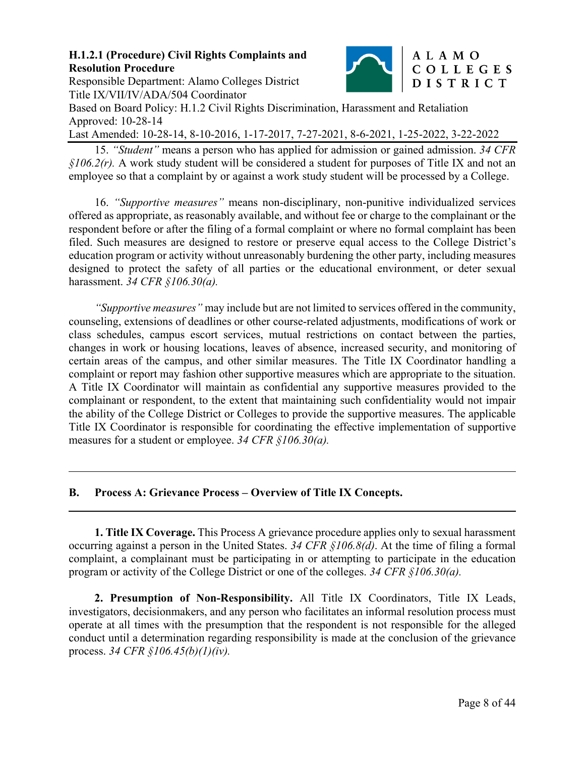15. *"Student"* means a person who has applied for admission or gained admission. *34 CFR §106.2(r).* A work study student will be considered a student for purposes of Title IX and not an employee so that a complaint by or against a work study student will be processed by a College.

16. *"Supportive measures"* means non-disciplinary, non-punitive individualized services offered as appropriate, as reasonably available, and without fee or charge to the complainant or the respondent before or after the filing of a formal complaint or where no formal complaint has been filed. Such measures are designed to restore or preserve equal access to the College District's education program or activity without unreasonably burdening the other party, including measures designed to protect the safety of all parties or the educational environment, or deter sexual harassment. *34 CFR §106.30(a).*

*"Supportive measures"* may include but are not limited to services offered in the community, counseling, extensions of deadlines or other course-related adjustments, modifications of work or class schedules, campus escort services, mutual restrictions on contact between the parties, changes in work or housing locations, leaves of absence, increased security, and monitoring of certain areas of the campus, and other similar measures. The Title IX Coordinator handling a complaint or report may fashion other supportive measures which are appropriate to the situation. A Title IX Coordinator will maintain as confidential any supportive measures provided to the complainant or respondent, to the extent that maintaining such confidentiality would not impair the ability of the College District or Colleges to provide the supportive measures. The applicable Title IX Coordinator is responsible for coordinating the effective implementation of supportive measures for a student or employee. *34 CFR §106.30(a).*

---

## B. Process A: Grievance Process – Overview of Title IX Concepts.

---

**1. Title IX Coverage.** This Process A grievance procedure applies only to sexual harassment occurring against a person in the United States. *34 CFR §106.8(d)*. At the time of filing a formal complaint, a complainant must be participating in or attempting to participate in the education program or activity of the College District or one of the colleges. *34 CFR §106.30(a).*

**2. Presumption of Non-Responsibility.** All Title IX Coordinators, Title IX Leads, investigators, decisionmakers, and any person who facilitates an informal resolution process must operate at all times with the presumption that the respondent is not responsible for the alleged conduct until a determination regarding responsibility is made at the conclusion of the grievance process. *34 CFR §106.45(b)(1)(iv).*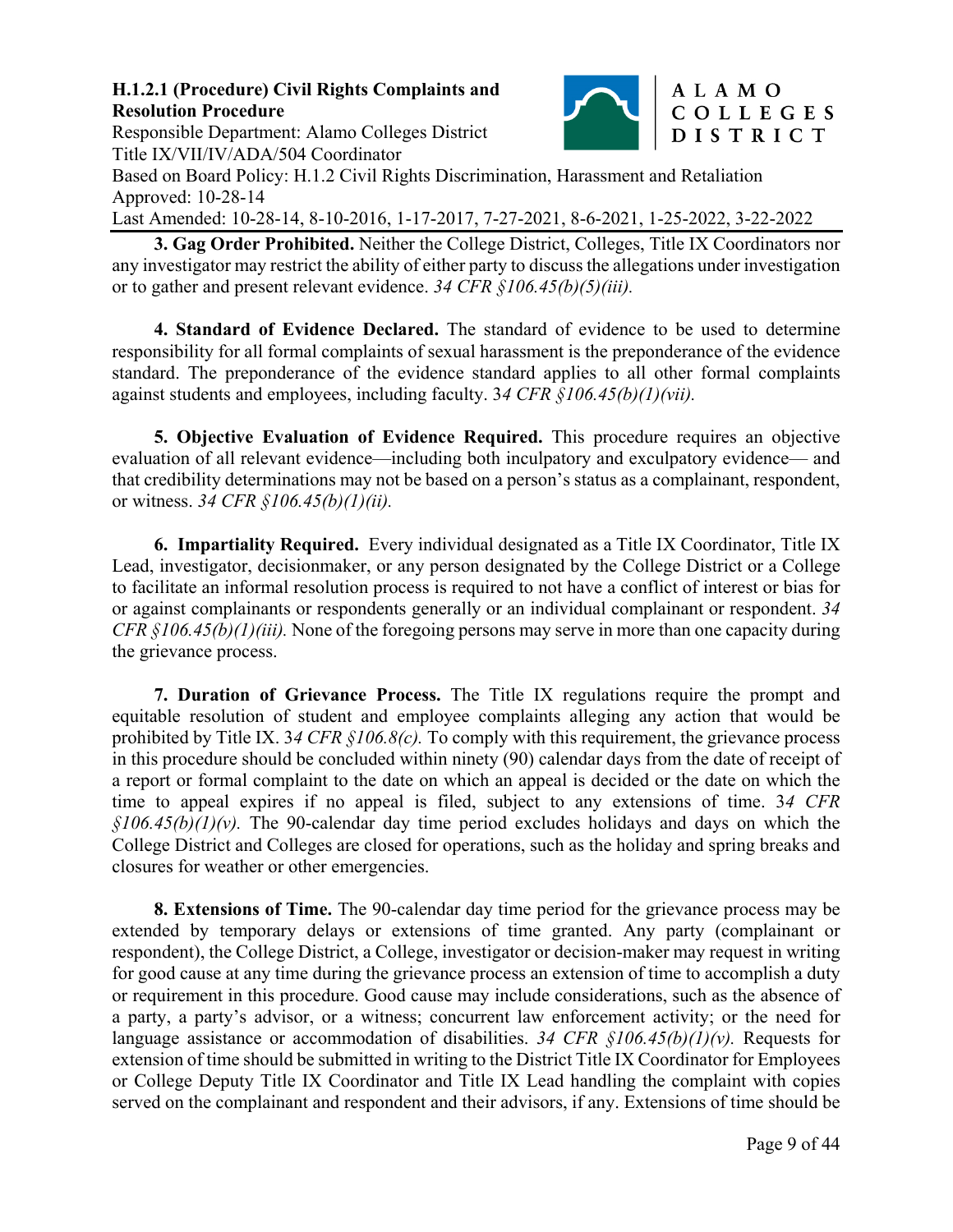**3. Gag Order Prohibited.** Neither the College District, Colleges, Title IX Coordinators nor any investigator may restrict the ability of either party to discuss the allegations under investigation or to gather and present relevant evidence. *34 CFR §106.45(b)(5)(iii).*

**4. Standard of Evidence Declared.** The standard of evidence to be used to determine responsibility for all formal complaints of sexual harassment is the preponderance of the evidence standard. The preponderance of the evidence standard applies to all other formal complaints against students and employees, including faculty. 3*4 CFR §106.45(b)(1)(vii).*

**5. Objective Evaluation of Evidence Required.** This procedure requires an objective evaluation of all relevant evidence—including both inculpatory and exculpatory evidence— and that credibility determinations may not be based on a person's status as a complainant, respondent, or witness. *34 CFR §106.45(b)(1)(ii).*

**6. Impartiality Required.** Every individual designated as a Title IX Coordinator, Title IX Lead, investigator, decisionmaker, or any person designated by the College District or a College to facilitate an informal resolution process is required to not have a conflict of interest or bias for or against complainants or respondents generally or an individual complainant or respondent. *34 CFR §106.45(b)(1)(iii).* None of the foregoing persons may serve in more than one capacity during the grievance process.

**7. Duration of Grievance Process.** The Title IX regulations require the prompt and equitable resolution of student and employee complaints alleging any action that would be prohibited by Title IX. 3*4 CFR §106.8(c).* To comply with this requirement, the grievance process in this procedure should be concluded within ninety (90) calendar days from the date of receipt of a report or formal complaint to the date on which an appeal is decided or the date on which the time to appeal expires if no appeal is filed, subject to any extensions of time. 3*4 CFR §106.45(b)(1)(v).* The 90-calendar day time period excludes holidays and days on which the College District and Colleges are closed for operations, such as the holiday and spring breaks and closures for weather or other emergencies.

**8. Extensions of Time.** The 90-calendar day time period for the grievance process may be extended by temporary delays or extensions of time granted. Any party (complainant or respondent), the College District, a College, investigator or decision-maker may request in writing for good cause at any time during the grievance process an extension of time to accomplish a duty or requirement in this procedure. Good cause may include considerations, such as the absence of a party, a party's advisor, or a witness; concurrent law enforcement activity; or the need for language assistance or accommodation of disabilities. *34 CFR §106.45(b)(1)(v).* Requests for extension of time should be submitted in writing to the District Title IX Coordinator for Employees or College Deputy Title IX Coordinator and Title IX Lead handling the complaint with copies served on the complainant and respondent and their advisors, if any. Extensions of time should be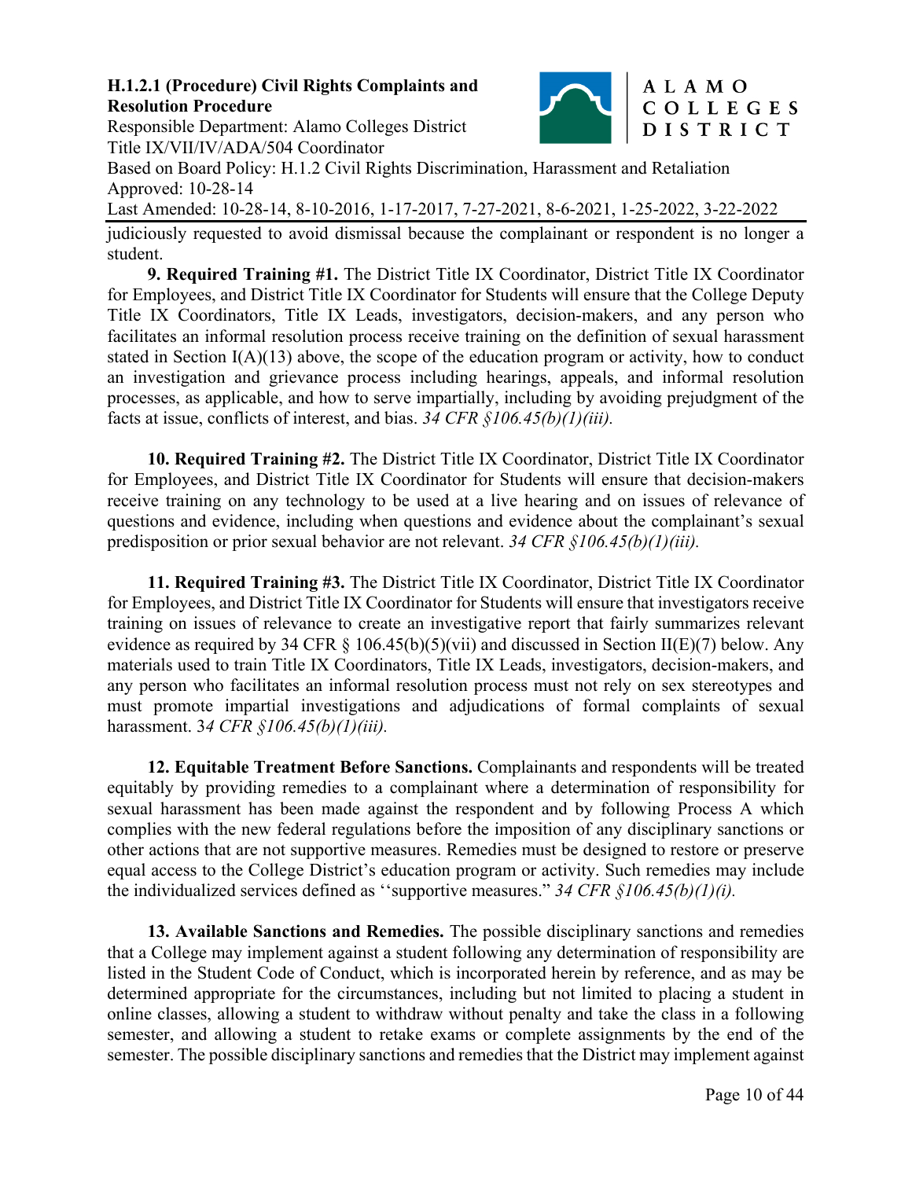judiciously requested to avoid dismissal because the complainant or respondent is no longer a student.

**9. Required Training #1.** The District Title IX Coordinator, District Title IX Coordinator for Employees, and District Title IX Coordinator for Students will ensure that the College Deputy Title IX Coordinators, Title IX Leads, investigators, decision-makers, and any person who facilitates an informal resolution process receive training on the definition of sexual harassment stated in Section I(A)(13) above, the scope of the education program or activity, how to conduct an investigation and grievance process including hearings, appeals, and informal resolution processes, as applicable, and how to serve impartially, including by avoiding prejudgment of the facts at issue, conflicts of interest, and bias. *34 CFR §106.45(b)(1)(iii).*

**10. Required Training #2.** The District Title IX Coordinator, District Title IX Coordinator for Employees, and District Title IX Coordinator for Students will ensure that decision-makers receive training on any technology to be used at a live hearing and on issues of relevance of questions and evidence, including when questions and evidence about the complainant's sexual predisposition or prior sexual behavior are not relevant. *34 CFR §106.45(b)(1)(iii).*

**11. Required Training #3.** The District Title IX Coordinator, District Title IX Coordinator for Employees, and District Title IX Coordinator for Students will ensure that investigators receive training on issues of relevance to create an investigative report that fairly summarizes relevant evidence as required by 34 CFR § 106.45(b)(5)(vii) and discussed in Section II(E)(7) below. Any materials used to train Title IX Coordinators, Title IX Leads, investigators, decision-makers, and any person who facilitates an informal resolution process must not rely on sex stereotypes and must promote impartial investigations and adjudications of formal complaints of sexual harassment. 3*4 CFR §106.45(b)(1)(iii).*

**12. Equitable Treatment Before Sanctions.** Complainants and respondents will be treated equitably by providing remedies to a complainant where a determination of responsibility for sexual harassment has been made against the respondent and by following Process A which complies with the new federal regulations before the imposition of any disciplinary sanctions or other actions that are not supportive measures. Remedies must be designed to restore or preserve equal access to the College District's education program or activity. Such remedies may include the individualized services defined as ''supportive measures." *34 CFR §106.45(b)(1)(i).*

**13. Available Sanctions and Remedies.** The possible disciplinary sanctions and remedies that a College may implement against a student following any determination of responsibility are listed in the Student Code of Conduct, which is incorporated herein by reference, and as may be determined appropriate for the circumstances, including but not limited to placing a student in online classes, allowing a student to withdraw without penalty and take the class in a following semester, and allowing a student to retake exams or complete assignments by the end of the semester. The possible disciplinary sanctions and remedies that the District may implement against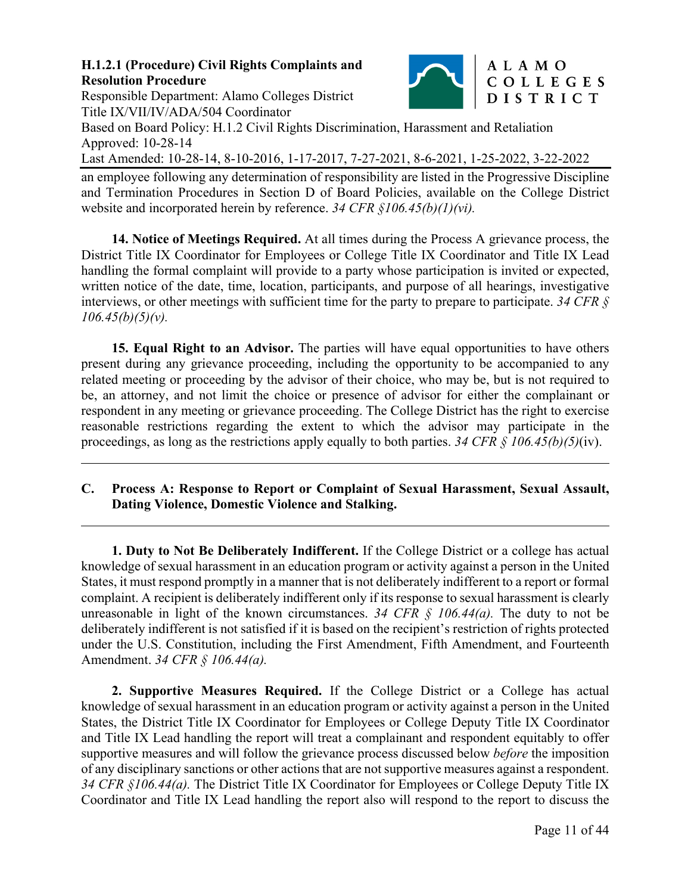an employee following any determination of responsibility are listed in the Progressive Discipline and Termination Procedures in Section D of Board Policies, available on the College District website and incorporated herein by reference. *34 CFR §106.45(b)(1)(vi).*

**14. Notice of Meetings Required.** At all times during the Process A grievance process, the District Title IX Coordinator for Employees or College Title IX Coordinator and Title IX Lead handling the formal complaint will provide to a party whose participation is invited or expected, written notice of the date, time, location, participants, and purpose of all hearings, investigative interviews, or other meetings with sufficient time for the party to prepare to participate. *34 CFR § 106.45(b)(5)(v).*

**15. Equal Right to an Advisor.** The parties will have equal opportunities to have others present during any grievance proceeding, including the opportunity to be accompanied to any related meeting or proceeding by the advisor of their choice, who may be, but is not required to be, an attorney, and not limit the choice or presence of advisor for either the complainant or respondent in any meeting or grievance proceeding. The College District has the right to exercise reasonable restrictions regarding the extent to which the advisor may participate in the proceedings, as long as the restrictions apply equally to both parties. *34 CFR § 106.45(b)(5)*(iv).

---

## C. Process A: Response to Report or Complaint of Sexual Harassment, Sexual Assault, Dating Violence, Domestic Violence and Stalking.

---

**1. Duty to Not Be Deliberately Indifferent.** If the College District or a college has actual knowledge of sexual harassment in an education program or activity against a person in the United States, it must respond promptly in a manner that is not deliberately indifferent to a report or formal complaint. A recipient is deliberately indifferent only if its response to sexual harassment is clearly unreasonable in light of the known circumstances. *34 CFR § 106.44(a).* The duty to not be deliberately indifferent is not satisfied if it is based on the recipient's restriction of rights protected under the U.S. Constitution, including the First Amendment, Fifth Amendment, and Fourteenth Amendment. *34 CFR § 106.44(a).*

**2. Supportive Measures Required.** If the College District or a College has actual knowledge of sexual harassment in an education program or activity against a person in the United States, the District Title IX Coordinator for Employees or College Deputy Title IX Coordinator and Title IX Lead handling the report will treat a complainant and respondent equitably to offer supportive measures and will follow the grievance process discussed below *before* the imposition of any disciplinary sanctions or other actions that are not supportive measures against a respondent. *34 CFR §106.44(a).* The District Title IX Coordinator for Employees or College Deputy Title IX Coordinator and Title IX Lead handling the report also will respond to the report to discuss the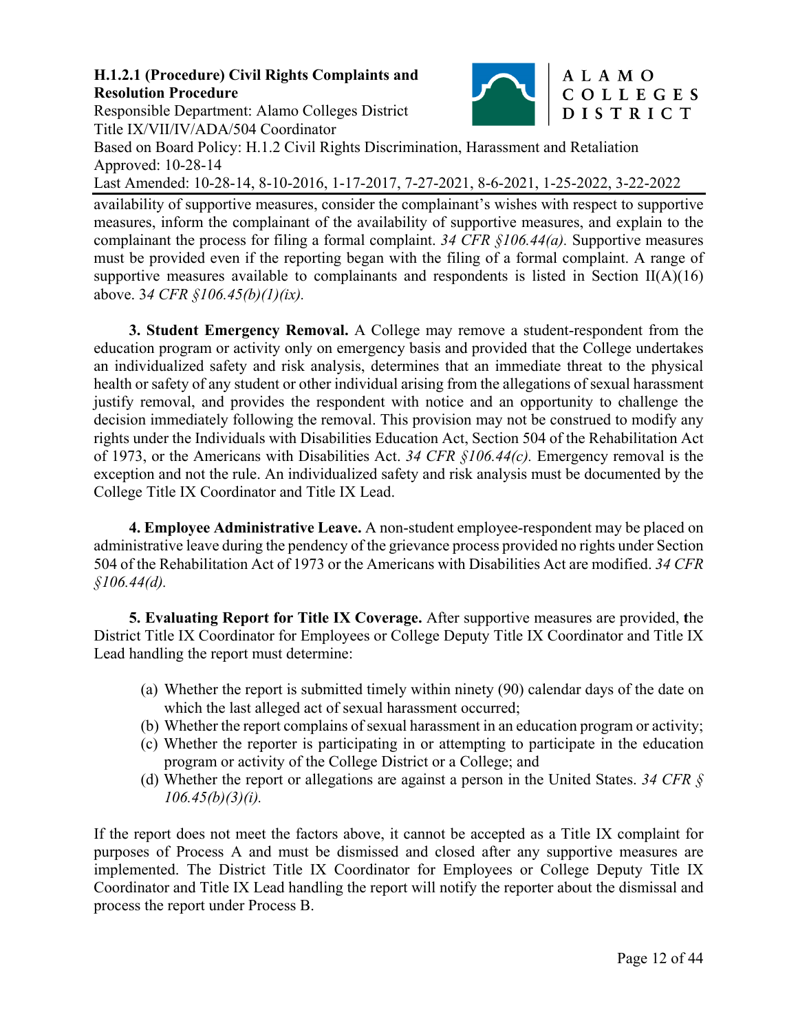availability of supportive measures, consider the complainant's wishes with respect to supportive measures, inform the complainant of the availability of supportive measures, and explain to the complainant the process for filing a formal complaint. *34 CFR §106.44(a).* Supportive measures must be provided even if the reporting began with the filing of a formal complaint. A range of supportive measures available to complainants and respondents is listed in Section II(A)(16) above. 3*4 CFR §106.45(b)(1)(ix).*

**3. Student Emergency Removal.** A College may remove a student-respondent from the education program or activity only on emergency basis and provided that the College undertakes an individualized safety and risk analysis, determines that an immediate threat to the physical health or safety of any student or other individual arising from the allegations of sexual harassment justify removal, and provides the respondent with notice and an opportunity to challenge the decision immediately following the removal. This provision may not be construed to modify any rights under the Individuals with Disabilities Education Act, Section 504 of the Rehabilitation Act of 1973, or the Americans with Disabilities Act. *34 CFR §106.44(c).* Emergency removal is the exception and not the rule. An individualized safety and risk analysis must be documented by the College Title IX Coordinator and Title IX Lead.

**4. Employee Administrative Leave.** A non-student employee-respondent may be placed on administrative leave during the pendency of the grievance process provided no rights under Section 504 of the Rehabilitation Act of 1973 or the Americans with Disabilities Act are modified. *34 CFR §106.44(d).*

**5. Evaluating Report for Title IX Coverage.** After supportive measures are provided, **t**he District Title IX Coordinator for Employees or College Deputy Title IX Coordinator and Title IX Lead handling the report must determine:

(a) Whether the report is submitted timely within ninety (90) calendar days of the date on which the last alleged act of sexual harassment occurred;
(b) Whether the report complains of sexual harassment in an education program or activity;
(c) Whether the reporter is participating in or attempting to participate in the education program or activity of the College District or a College; and
(d) Whether the report or allegations are against a person in the United States. *34 CFR § 106.45(b)(3)(i).*

If the report does not meet the factors above, it cannot be accepted as a Title IX complaint for purposes of Process A and must be dismissed and closed after any supportive measures are implemented. The District Title IX Coordinator for Employees or College Deputy Title IX Coordinator and Title IX Lead handling the report will notify the reporter about the dismissal and process the report under Process B.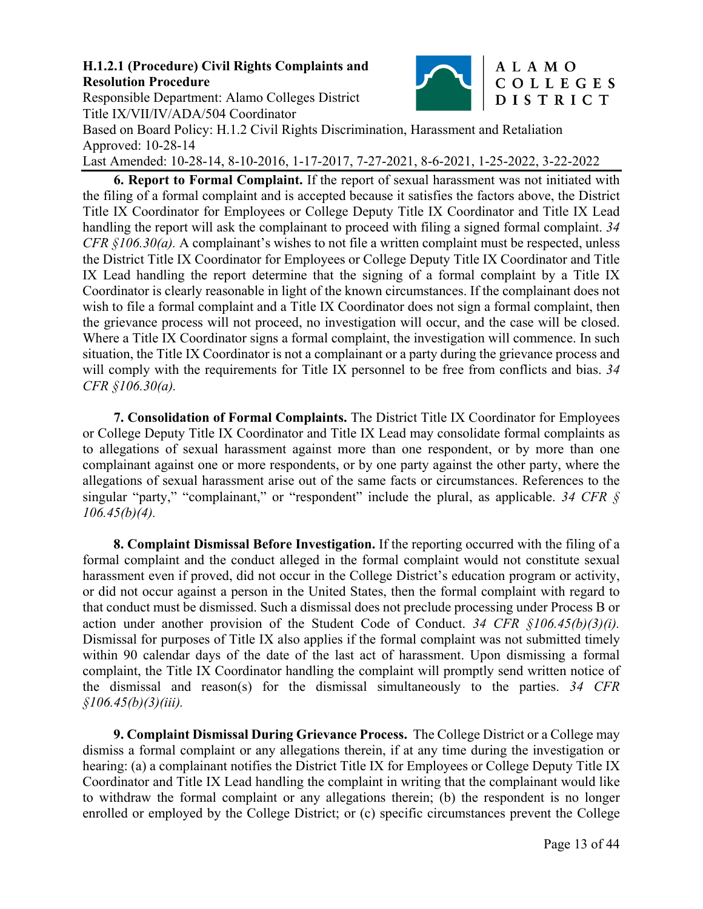**6. Report to Formal Complaint.** If the report of sexual harassment was not initiated with the filing of a formal complaint and is accepted because it satisfies the factors above, the District Title IX Coordinator for Employees or College Deputy Title IX Coordinator and Title IX Lead handling the report will ask the complainant to proceed with filing a signed formal complaint. *34 CFR §106.30(a).* A complainant's wishes to not file a written complaint must be respected, unless the District Title IX Coordinator for Employees or College Deputy Title IX Coordinator and Title IX Lead handling the report determine that the signing of a formal complaint by a Title IX Coordinator is clearly reasonable in light of the known circumstances. If the complainant does not wish to file a formal complaint and a Title IX Coordinator does not sign a formal complaint, then the grievance process will not proceed, no investigation will occur, and the case will be closed. Where a Title IX Coordinator signs a formal complaint, the investigation will commence. In such situation, the Title IX Coordinator is not a complainant or a party during the grievance process and will comply with the requirements for Title IX personnel to be free from conflicts and bias. *34 CFR §106.30(a).*

**7. Consolidation of Formal Complaints.** The District Title IX Coordinator for Employees or College Deputy Title IX Coordinator and Title IX Lead may consolidate formal complaints as to allegations of sexual harassment against more than one respondent, or by more than one complainant against one or more respondents, or by one party against the other party, where the allegations of sexual harassment arise out of the same facts or circumstances. References to the singular "party," "complainant," or "respondent" include the plural, as applicable. *34 CFR § 106.45(b)(4).*

**8. Complaint Dismissal Before Investigation.** If the reporting occurred with the filing of a formal complaint and the conduct alleged in the formal complaint would not constitute sexual harassment even if proved, did not occur in the College District's education program or activity, or did not occur against a person in the United States, then the formal complaint with regard to that conduct must be dismissed. Such a dismissal does not preclude processing under Process B or action under another provision of the Student Code of Conduct. *34 CFR §106.45(b)(3)(i).* Dismissal for purposes of Title IX also applies if the formal complaint was not submitted timely within 90 calendar days of the date of the last act of harassment. Upon dismissing a formal complaint, the Title IX Coordinator handling the complaint will promptly send written notice of the dismissal and reason(s) for the dismissal simultaneously to the parties. *34 CFR §106.45(b)(3)(iii).*

**9. Complaint Dismissal During Grievance Process.** The College District or a College may dismiss a formal complaint or any allegations therein, if at any time during the investigation or hearing: (a) a complainant notifies the District Title IX for Employees or College Deputy Title IX Coordinator and Title IX Lead handling the complaint in writing that the complainant would like to withdraw the formal complaint or any allegations therein; (b) the respondent is no longer enrolled or employed by the College District; or (c) specific circumstances prevent the College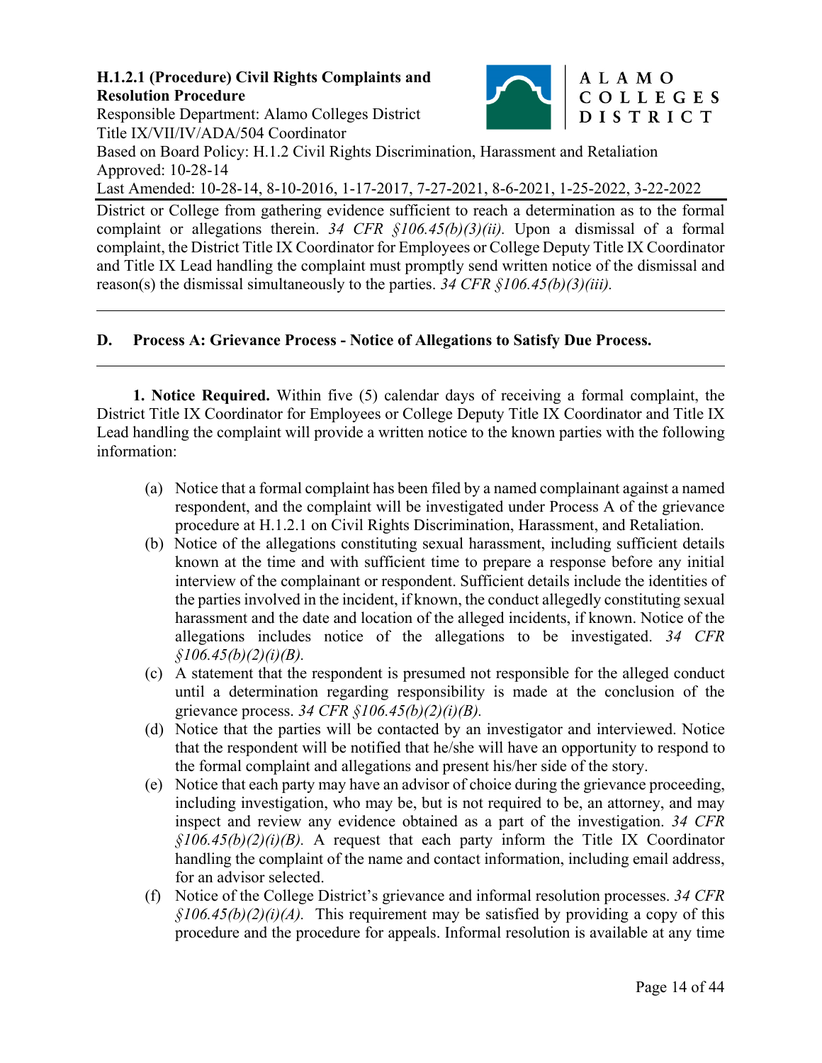District or College from gathering evidence sufficient to reach a determination as to the formal complaint or allegations therein. *34 CFR §106.45(b)(3)(ii).* Upon a dismissal of a formal complaint, the District Title IX Coordinator for Employees or College Deputy Title IX Coordinator and Title IX Lead handling the complaint must promptly send written notice of the dismissal and reason(s) the dismissal simultaneously to the parties. *34 CFR §106.45(b)(3)(iii).*

---

## D. Process A: Grievance Process - Notice of Allegations to Satisfy Due Process.

---

**1. Notice Required.** Within five (5) calendar days of receiving a formal complaint, the District Title IX Coordinator for Employees or College Deputy Title IX Coordinator and Title IX Lead handling the complaint will provide a written notice to the known parties with the following information:

(a) Notice that a formal complaint has been filed by a named complainant against a named respondent, and the complaint will be investigated under Process A of the grievance procedure at H.1.2.1 on Civil Rights Discrimination, Harassment, and Retaliation.

(b) Notice of the allegations constituting sexual harassment, including sufficient details known at the time and with sufficient time to prepare a response before any initial interview of the complainant or respondent. Sufficient details include the identities of the parties involved in the incident, if known, the conduct allegedly constituting sexual harassment and the date and location of the alleged incidents, if known. Notice of the allegations includes notice of the allegations to be investigated. *34 CFR §106.45(b)(2)(i)(B).*

(c) A statement that the respondent is presumed not responsible for the alleged conduct until a determination regarding responsibility is made at the conclusion of the grievance process. *34 CFR §106.45(b)(2)(i)(B).*

(d) Notice that the parties will be contacted by an investigator and interviewed. Notice that the respondent will be notified that he/she will have an opportunity to respond to the formal complaint and allegations and present his/her side of the story.

(e) Notice that each party may have an advisor of choice during the grievance proceeding, including investigation, who may be, but is not required to be, an attorney, and may inspect and review any evidence obtained as a part of the investigation. *34 CFR §106.45(b)(2)(i)(B).* A request that each party inform the Title IX Coordinator handling the complaint of the name and contact information, including email address, for an advisor selected.

(f) Notice of the College District's grievance and informal resolution processes. *34 CFR §106.45(b)(2)(i)(A).* This requirement may be satisfied by providing a copy of this procedure and the procedure for appeals. Informal resolution is available at any time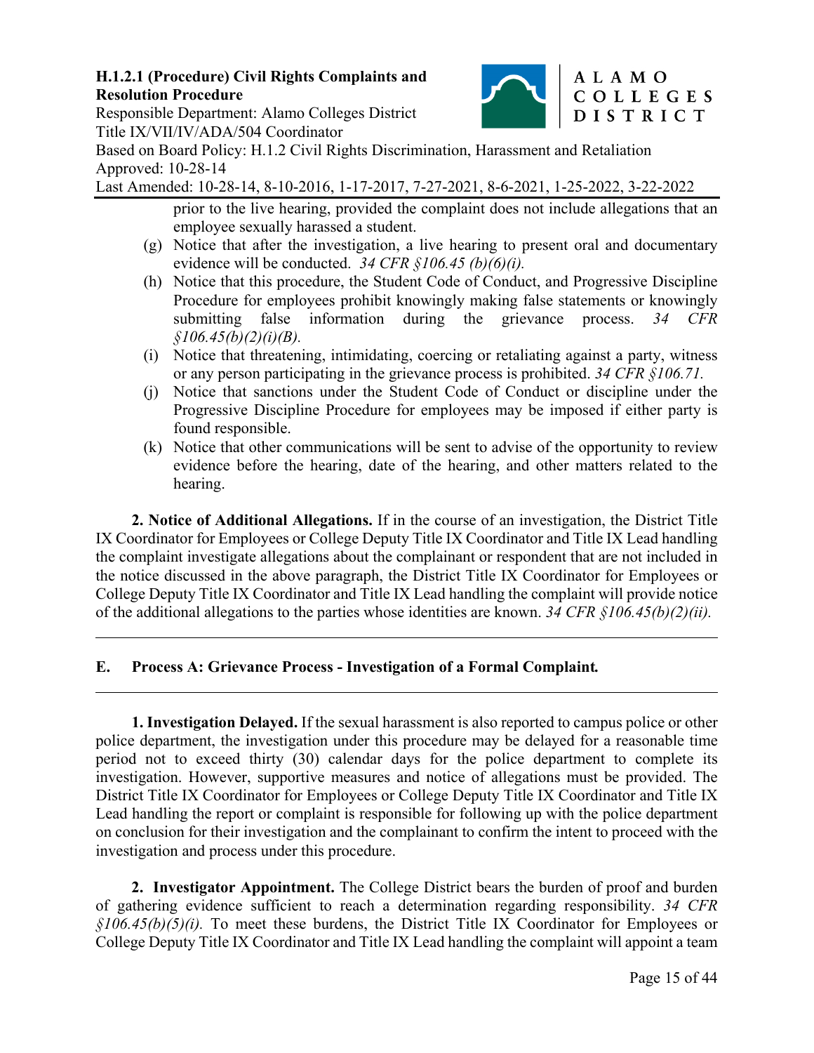prior to the live hearing, provided the complaint does not include allegations that an employee sexually harassed a student.

(g) Notice that after the investigation, a live hearing to present oral and documentary evidence will be conducted. *34 CFR §106.45 (b)(6)(i).*

(h) Notice that this procedure, the Student Code of Conduct, and Progressive Discipline Procedure for employees prohibit knowingly making false statements or knowingly submitting false information during the grievance process. *34 CFR §106.45(b)(2)(i)(B).*

(i) Notice that threatening, intimidating, coercing or retaliating against a party, witness or any person participating in the grievance process is prohibited. *34 CFR §106.71.*

(j) Notice that sanctions under the Student Code of Conduct or discipline under the Progressive Discipline Procedure for employees may be imposed if either party is found responsible.

(k) Notice that other communications will be sent to advise of the opportunity to review evidence before the hearing, date of the hearing, and other matters related to the hearing.

**2. Notice of Additional Allegations.** If in the course of an investigation, the District Title IX Coordinator for Employees or College Deputy Title IX Coordinator and Title IX Lead handling the complaint investigate allegations about the complainant or respondent that are not included in the notice discussed in the above paragraph, the District Title IX Coordinator for Employees or College Deputy Title IX Coordinator and Title IX Lead handling the complaint will provide notice of the additional allegations to the parties whose identities are known. *34 CFR §106.45(b)(2)(ii).*

---

## E. Process A: Grievance Process - Investigation of a Formal Complaint*.*

---

**1. Investigation Delayed.** If the sexual harassment is also reported to campus police or other police department, the investigation under this procedure may be delayed for a reasonable time period not to exceed thirty (30) calendar days for the police department to complete its investigation. However, supportive measures and notice of allegations must be provided. The District Title IX Coordinator for Employees or College Deputy Title IX Coordinator and Title IX Lead handling the report or complaint is responsible for following up with the police department on conclusion for their investigation and the complainant to confirm the intent to proceed with the investigation and process under this procedure.

**2. Investigator Appointment.** The College District bears the burden of proof and burden of gathering evidence sufficient to reach a determination regarding responsibility. *34 CFR §106.45(b)(5)(i).* To meet these burdens, the District Title IX Coordinator for Employees or College Deputy Title IX Coordinator and Title IX Lead handling the complaint will appoint a team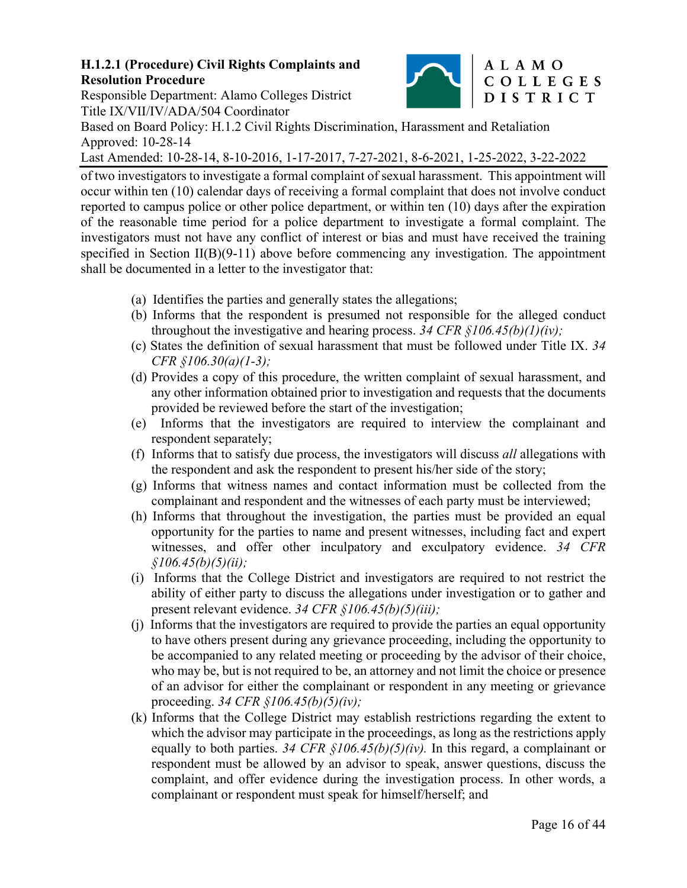of two investigators to investigate a formal complaint of sexual harassment. This appointment will occur within ten (10) calendar days of receiving a formal complaint that does not involve conduct reported to campus police or other police department, or within ten (10) days after the expiration of the reasonable time period for a police department to investigate a formal complaint. The investigators must not have any conflict of interest or bias and must have received the training specified in Section II(B)(9-11) above before commencing any investigation. The appointment shall be documented in a letter to the investigator that:

(a) Identifies the parties and generally states the allegations;

(b) Informs that the respondent is presumed not responsible for the alleged conduct throughout the investigative and hearing process. *34 CFR §106.45(b)(1)(iv);*

(c) States the definition of sexual harassment that must be followed under Title IX. *34 CFR §106.30(a)(1-3);*

(d) Provides a copy of this procedure, the written complaint of sexual harassment, and any other information obtained prior to investigation and requests that the documents provided be reviewed before the start of the investigation;

(e) Informs that the investigators are required to interview the complainant and respondent separately;

(f) Informs that to satisfy due process, the investigators will discuss *all* allegations with the respondent and ask the respondent to present his/her side of the story;

(g) Informs that witness names and contact information must be collected from the complainant and respondent and the witnesses of each party must be interviewed;

(h) Informs that throughout the investigation, the parties must be provided an equal opportunity for the parties to name and present witnesses, including fact and expert witnesses, and offer other inculpatory and exculpatory evidence. *34 CFR §106.45(b)(5)(ii);*

(i) Informs that the College District and investigators are required to not restrict the ability of either party to discuss the allegations under investigation or to gather and present relevant evidence. *34 CFR §106.45(b)(5)(iii);*

(j) Informs that the investigators are required to provide the parties an equal opportunity to have others present during any grievance proceeding, including the opportunity to be accompanied to any related meeting or proceeding by the advisor of their choice, who may be, but is not required to be, an attorney and not limit the choice or presence of an advisor for either the complainant or respondent in any meeting or grievance proceeding. *34 CFR §106.45(b)(5)(iv);*

(k) Informs that the College District may establish restrictions regarding the extent to which the advisor may participate in the proceedings, as long as the restrictions apply equally to both parties. *34 CFR §106.45(b)(5)(iv).* In this regard, a complainant or respondent must be allowed by an advisor to speak, answer questions, discuss the complaint, and offer evidence during the investigation process. In other words, a complainant or respondent must speak for himself/herself; and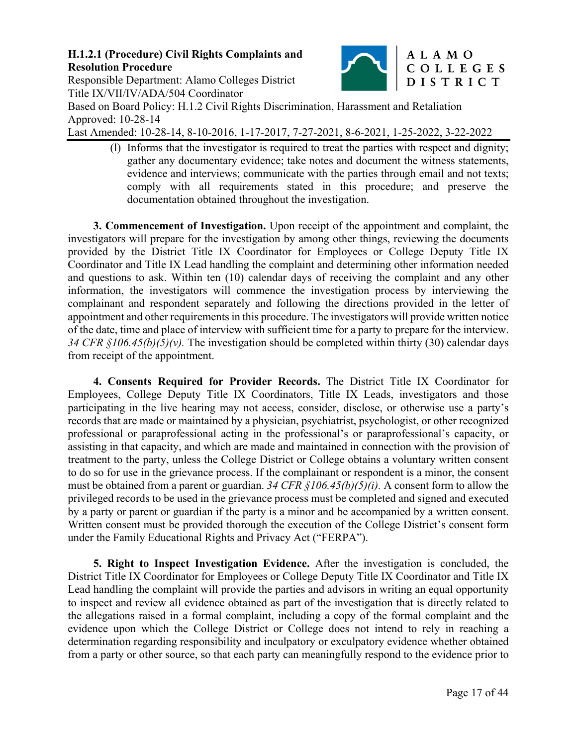(l) Informs that the investigator is required to treat the parties with respect and dignity; gather any documentary evidence; take notes and document the witness statements, evidence and interviews; communicate with the parties through email and not texts; comply with all requirements stated in this procedure; and preserve the documentation obtained throughout the investigation.

**3. Commencement of Investigation.** Upon receipt of the appointment and complaint, the investigators will prepare for the investigation by among other things, reviewing the documents provided by the District Title IX Coordinator for Employees or College Deputy Title IX Coordinator and Title IX Lead handling the complaint and determining other information needed and questions to ask. Within ten (10) calendar days of receiving the complaint and any other information, the investigators will commence the investigation process by interviewing the complainant and respondent separately and following the directions provided in the letter of appointment and other requirements in this procedure. The investigators will provide written notice of the date, time and place of interview with sufficient time for a party to prepare for the interview. *34 CFR §106.45(b)(5)(v).* The investigation should be completed within thirty (30) calendar days from receipt of the appointment.

**4. Consents Required for Provider Records.** The District Title IX Coordinator for Employees, College Deputy Title IX Coordinators, Title IX Leads, investigators and those participating in the live hearing may not access, consider, disclose, or otherwise use a party's records that are made or maintained by a physician, psychiatrist, psychologist, or other recognized professional or paraprofessional acting in the professional's or paraprofessional's capacity, or assisting in that capacity, and which are made and maintained in connection with the provision of treatment to the party, unless the College District or College obtains a voluntary written consent to do so for use in the grievance process. If the complainant or respondent is a minor, the consent must be obtained from a parent or guardian. *34 CFR §106.45(b)(5)(i).* A consent form to allow the privileged records to be used in the grievance process must be completed and signed and executed by a party or parent or guardian if the party is a minor and be accompanied by a written consent. Written consent must be provided thorough the execution of the College District's consent form under the Family Educational Rights and Privacy Act ("FERPA").

**5. Right to Inspect Investigation Evidence.** After the investigation is concluded, the District Title IX Coordinator for Employees or College Deputy Title IX Coordinator and Title IX Lead handling the complaint will provide the parties and advisors in writing an equal opportunity to inspect and review all evidence obtained as part of the investigation that is directly related to the allegations raised in a formal complaint, including a copy of the formal complaint and the evidence upon which the College District or College does not intend to rely in reaching a determination regarding responsibility and inculpatory or exculpatory evidence whether obtained from a party or other source, so that each party can meaningfully respond to the evidence prior to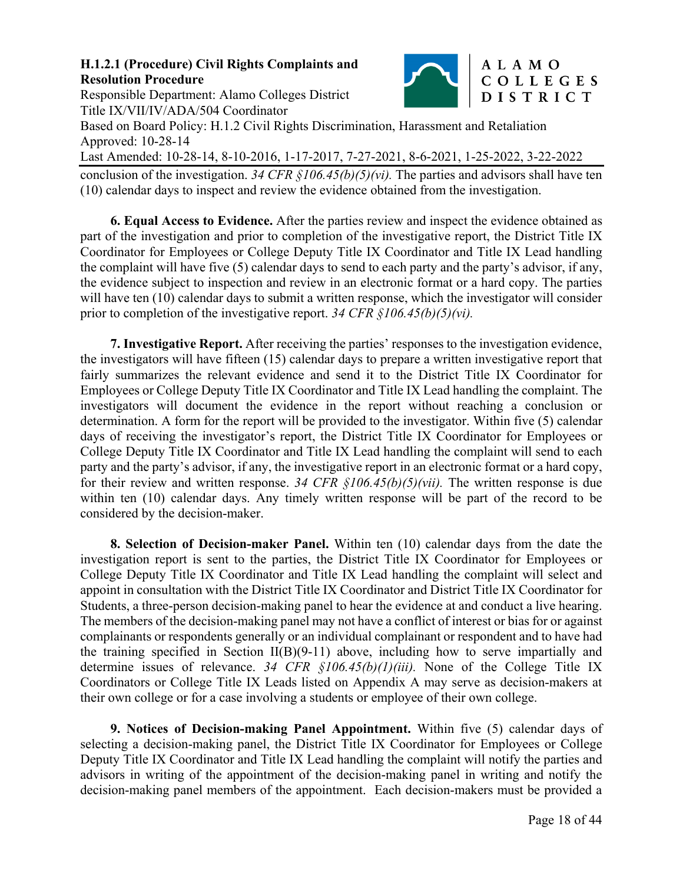conclusion of the investigation. *34 CFR §106.45(b)(5)(vi).* The parties and advisors shall have ten (10) calendar days to inspect and review the evidence obtained from the investigation.

**6. Equal Access to Evidence.** After the parties review and inspect the evidence obtained as part of the investigation and prior to completion of the investigative report, the District Title IX Coordinator for Employees or College Deputy Title IX Coordinator and Title IX Lead handling the complaint will have five (5) calendar days to send to each party and the party's advisor, if any, the evidence subject to inspection and review in an electronic format or a hard copy. The parties will have ten (10) calendar days to submit a written response, which the investigator will consider prior to completion of the investigative report. *34 CFR §106.45(b)(5)(vi).*

**7. Investigative Report.** After receiving the parties' responses to the investigation evidence, the investigators will have fifteen (15) calendar days to prepare a written investigative report that fairly summarizes the relevant evidence and send it to the District Title IX Coordinator for Employees or College Deputy Title IX Coordinator and Title IX Lead handling the complaint. The investigators will document the evidence in the report without reaching a conclusion or determination. A form for the report will be provided to the investigator. Within five (5) calendar days of receiving the investigator's report, the District Title IX Coordinator for Employees or College Deputy Title IX Coordinator and Title IX Lead handling the complaint will send to each party and the party's advisor, if any, the investigative report in an electronic format or a hard copy, for their review and written response. *34 CFR §106.45(b)(5)(vii).* The written response is due within ten (10) calendar days. Any timely written response will be part of the record to be considered by the decision-maker.

**8. Selection of Decision-maker Panel.** Within ten (10) calendar days from the date the investigation report is sent to the parties, the District Title IX Coordinator for Employees or College Deputy Title IX Coordinator and Title IX Lead handling the complaint will select and appoint in consultation with the District Title IX Coordinator and District Title IX Coordinator for Students, a three-person decision-making panel to hear the evidence at and conduct a live hearing. The members of the decision-making panel may not have a conflict of interest or bias for or against complainants or respondents generally or an individual complainant or respondent and to have had the training specified in Section II(B)(9-11) above, including how to serve impartially and determine issues of relevance. *34 CFR §106.45(b)(1)(iii).* None of the College Title IX Coordinators or College Title IX Leads listed on Appendix A may serve as decision-makers at their own college or for a case involving a students or employee of their own college.

**9. Notices of Decision-making Panel Appointment.** Within five (5) calendar days of selecting a decision-making panel, the District Title IX Coordinator for Employees or College Deputy Title IX Coordinator and Title IX Lead handling the complaint will notify the parties and advisors in writing of the appointment of the decision-making panel in writing and notify the decision-making panel members of the appointment. Each decision-makers must be provided a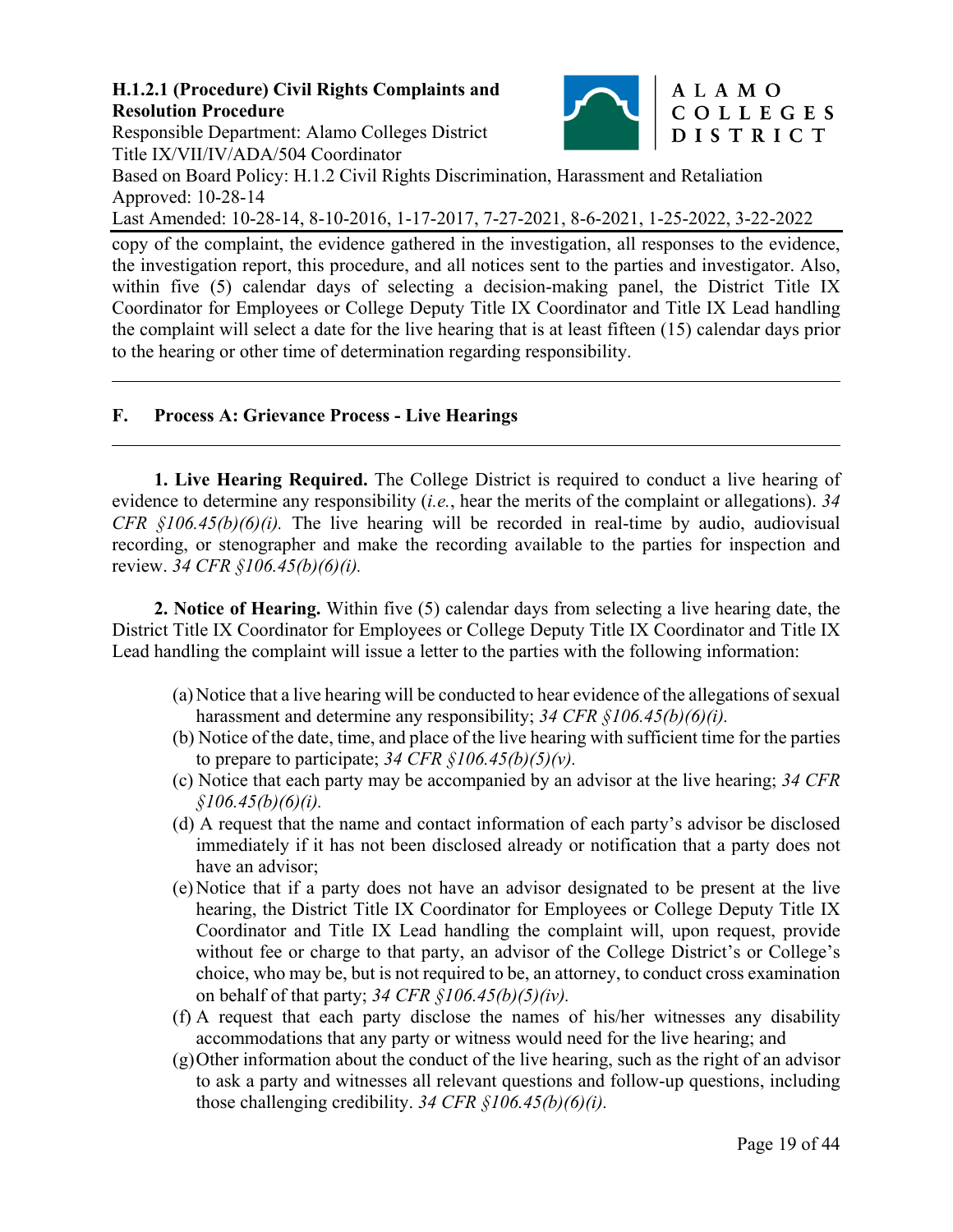copy of the complaint, the evidence gathered in the investigation, all responses to the evidence, the investigation report, this procedure, and all notices sent to the parties and investigator. Also, within five (5) calendar days of selecting a decision-making panel, the District Title IX Coordinator for Employees or College Deputy Title IX Coordinator and Title IX Lead handling the complaint will select a date for the live hearing that is at least fifteen (15) calendar days prior to the hearing or other time of determination regarding responsibility.

---

## F. Process A: Grievance Process - Live Hearings

---

**1. Live Hearing Required.** The College District is required to conduct a live hearing of evidence to determine any responsibility (*i.e.*, hear the merits of the complaint or allegations). *34 CFR §106.45(b)(6)(i).* The live hearing will be recorded in real-time by audio, audiovisual recording, or stenographer and make the recording available to the parties for inspection and review. *34 CFR §106.45(b)(6)(i).*

**2. Notice of Hearing.** Within five (5) calendar days from selecting a live hearing date, the District Title IX Coordinator for Employees or College Deputy Title IX Coordinator and Title IX Lead handling the complaint will issue a letter to the parties with the following information:

(a) Notice that a live hearing will be conducted to hear evidence of the allegations of sexual harassment and determine any responsibility; *34 CFR §106.45(b)(6)(i).*

(b) Notice of the date, time, and place of the live hearing with sufficient time for the parties to prepare to participate; *34 CFR §106.45(b)(5)(v).*

(c) Notice that each party may be accompanied by an advisor at the live hearing; *34 CFR §106.45(b)(6)(i).*

(d) A request that the name and contact information of each party's advisor be disclosed immediately if it has not been disclosed already or notification that a party does not have an advisor;

(e) Notice that if a party does not have an advisor designated to be present at the live hearing, the District Title IX Coordinator for Employees or College Deputy Title IX Coordinator and Title IX Lead handling the complaint will, upon request, provide without fee or charge to that party, an advisor of the College District's or College's choice, who may be, but is not required to be, an attorney, to conduct cross examination on behalf of that party; *34 CFR §106.45(b)(5)(iv).*

(f) A request that each party disclose the names of his/her witnesses any disability accommodations that any party or witness would need for the live hearing; and

(g) Other information about the conduct of the live hearing, such as the right of an advisor to ask a party and witnesses all relevant questions and follow-up questions, including those challenging credibility. *34 CFR §106.45(b)(6)(i).*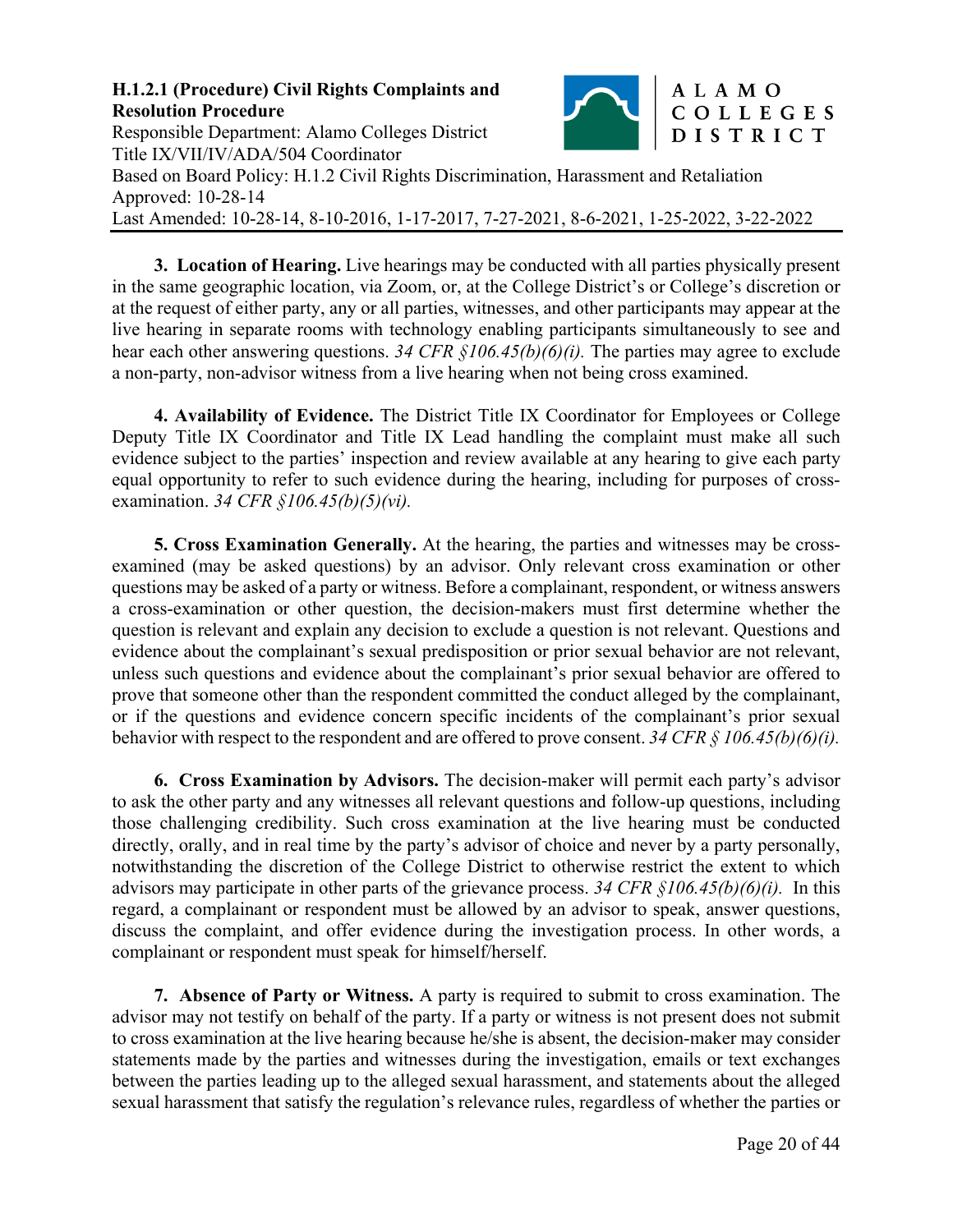**3. Location of Hearing.** Live hearings may be conducted with all parties physically present in the same geographic location, via Zoom, or, at the College District's or College's discretion or at the request of either party, any or all parties, witnesses, and other participants may appear at the live hearing in separate rooms with technology enabling participants simultaneously to see and hear each other answering questions. *34 CFR §106.45(b)(6)(i).* The parties may agree to exclude a non-party, non-advisor witness from a live hearing when not being cross examined.

**4. Availability of Evidence.** The District Title IX Coordinator for Employees or College Deputy Title IX Coordinator and Title IX Lead handling the complaint must make all such evidence subject to the parties' inspection and review available at any hearing to give each party equal opportunity to refer to such evidence during the hearing, including for purposes of cross-examination. *34 CFR §106.45(b)(5)(vi).*

**5. Cross Examination Generally.** At the hearing, the parties and witnesses may be cross-examined (may be asked questions) by an advisor. Only relevant cross examination or other questions may be asked of a party or witness. Before a complainant, respondent, or witness answers a cross-examination or other question, the decision-makers must first determine whether the question is relevant and explain any decision to exclude a question is not relevant. Questions and evidence about the complainant's sexual predisposition or prior sexual behavior are not relevant, unless such questions and evidence about the complainant's prior sexual behavior are offered to prove that someone other than the respondent committed the conduct alleged by the complainant, or if the questions and evidence concern specific incidents of the complainant's prior sexual behavior with respect to the respondent and are offered to prove consent. *34 CFR § 106.45(b)(6)(i).*

**6. Cross Examination by Advisors.** The decision-maker will permit each party's advisor to ask the other party and any witnesses all relevant questions and follow-up questions, including those challenging credibility. Such cross examination at the live hearing must be conducted directly, orally, and in real time by the party's advisor of choice and never by a party personally, notwithstanding the discretion of the College District to otherwise restrict the extent to which advisors may participate in other parts of the grievance process. *34 CFR §106.45(b)(6)(i).* In this regard, a complainant or respondent must be allowed by an advisor to speak, answer questions, discuss the complaint, and offer evidence during the investigation process. In other words, a complainant or respondent must speak for himself/herself.

**7. Absence of Party or Witness.** A party is required to submit to cross examination. The advisor may not testify on behalf of the party. If a party or witness is not present does not submit to cross examination at the live hearing because he/she is absent, the decision-maker may consider statements made by the parties and witnesses during the investigation, emails or text exchanges between the parties leading up to the alleged sexual harassment, and statements about the alleged sexual harassment that satisfy the regulation's relevance rules, regardless of whether the parties or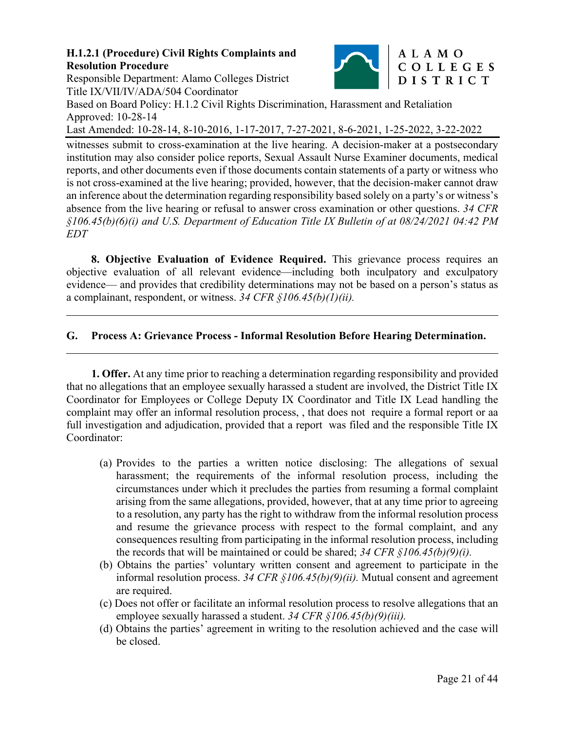witnesses submit to cross-examination at the live hearing. A decision-maker at a postsecondary institution may also consider police reports, Sexual Assault Nurse Examiner documents, medical reports, and other documents even if those documents contain statements of a party or witness who is not cross-examined at the live hearing; provided, however, that the decision-maker cannot draw an inference about the determination regarding responsibility based solely on a party's or witness's absence from the live hearing or refusal to answer cross examination or other questions. *34 CFR §106.45(b)(6)(i) and U.S. Department of Education Title IX Bulletin of at 08/24/2021 04:42 PM EDT*

**8. Objective Evaluation of Evidence Required.** This grievance process requires an objective evaluation of all relevant evidence—including both inculpatory and exculpatory evidence— and provides that credibility determinations may not be based on a person's status as a complainant, respondent, or witness. *34 CFR §106.45(b)(1)(ii).*

---

## G. Process A: Grievance Process - Informal Resolution Before Hearing Determination.

---

**1. Offer.** At any time prior to reaching a determination regarding responsibility and provided that no allegations that an employee sexually harassed a student are involved, the District Title IX Coordinator for Employees or College Deputy IX Coordinator and Title IX Lead handling the complaint may offer an informal resolution process, , that does not require a formal report or aa full investigation and adjudication, provided that a report was filed and the responsible Title IX Coordinator:

(a) Provides to the parties a written notice disclosing: The allegations of sexual harassment; the requirements of the informal resolution process, including the circumstances under which it precludes the parties from resuming a formal complaint arising from the same allegations, provided, however, that at any time prior to agreeing to a resolution, any party has the right to withdraw from the informal resolution process and resume the grievance process with respect to the formal complaint, and any consequences resulting from participating in the informal resolution process, including the records that will be maintained or could be shared; *34 CFR §106.45(b)(9)(i).*

(b) Obtains the parties' voluntary written consent and agreement to participate in the informal resolution process. *34 CFR §106.45(b)(9)(ii).* Mutual consent and agreement are required.

(c) Does not offer or facilitate an informal resolution process to resolve allegations that an employee sexually harassed a student. *34 CFR §106.45(b)(9)(iii).*

(d) Obtains the parties' agreement in writing to the resolution achieved and the case will be closed.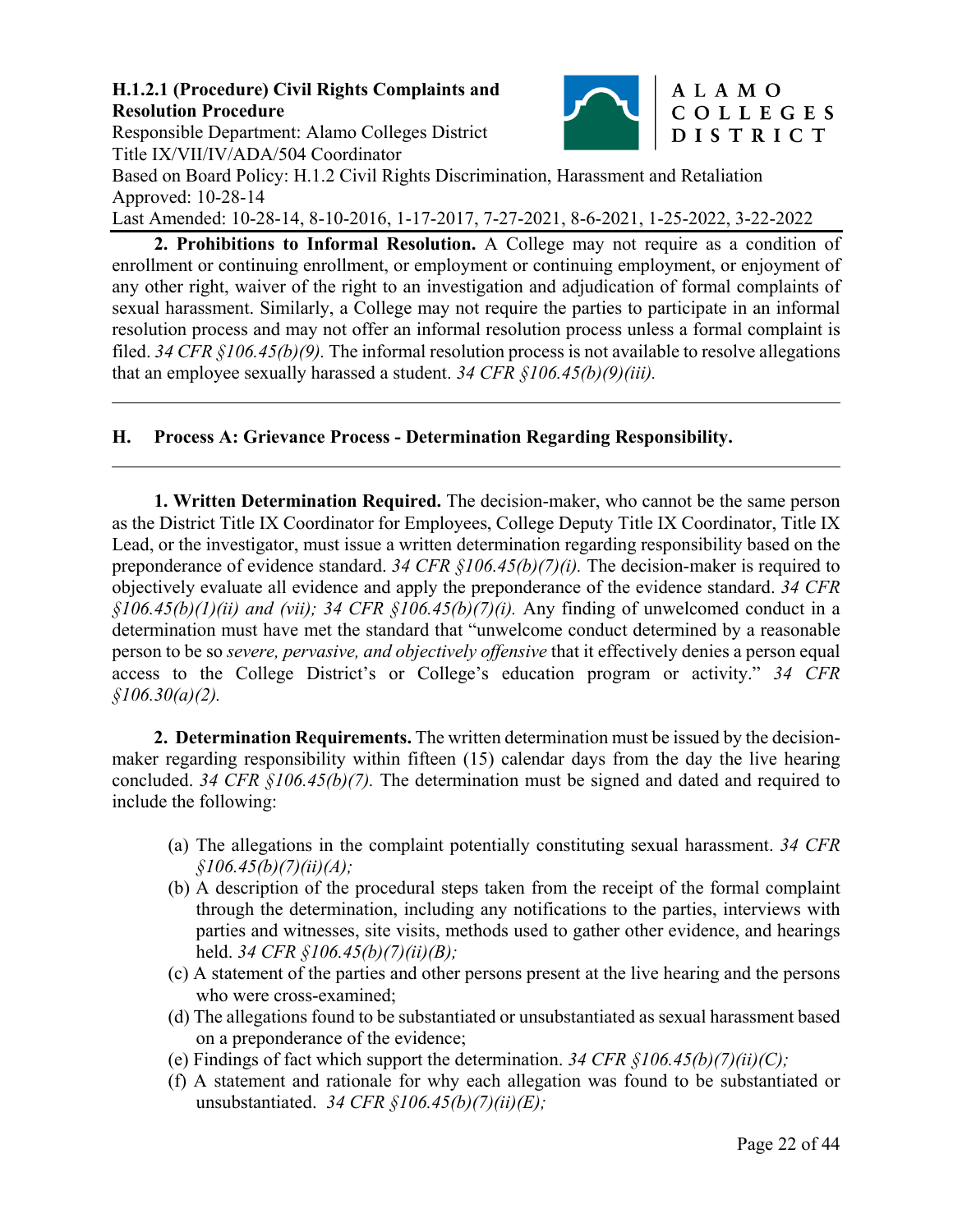**2. Prohibitions to Informal Resolution.** A College may not require as a condition of enrollment or continuing enrollment, or employment or continuing employment, or enjoyment of any other right, waiver of the right to an investigation and adjudication of formal complaints of sexual harassment. Similarly, a College may not require the parties to participate in an informal resolution process and may not offer an informal resolution process unless a formal complaint is filed. *34 CFR §106.45(b)(9).* The informal resolution process is not available to resolve allegations that an employee sexually harassed a student. *34 CFR §106.45(b)(9)(iii).*

---

## H. Process A: Grievance Process - Determination Regarding Responsibility.

---

**1. Written Determination Required.** The decision-maker, who cannot be the same person as the District Title IX Coordinator for Employees, College Deputy Title IX Coordinator, Title IX Lead, or the investigator, must issue a written determination regarding responsibility based on the preponderance of evidence standard. *34 CFR §106.45(b)(7)(i).* The decision-maker is required to objectively evaluate all evidence and apply the preponderance of the evidence standard. *34 CFR §106.45(b)(1)(ii) and (vii); 34 CFR §106.45(b)(7)(i).* Any finding of unwelcomed conduct in a determination must have met the standard that "unwelcome conduct determined by a reasonable person to be so *severe, pervasive, and objectively offensive* that it effectively denies a person equal access to the College District's or College's education program or activity." *34 CFR §106.30(a)(2).*

**2. Determination Requirements.** The written determination must be issued by the decision-maker regarding responsibility within fifteen (15) calendar days from the day the live hearing concluded. *34 CFR §106.45(b)(7).* The determination must be signed and dated and required to include the following:

(a) The allegations in the complaint potentially constituting sexual harassment. *34 CFR §106.45(b)(7)(ii)(A);*

(b) A description of the procedural steps taken from the receipt of the formal complaint through the determination, including any notifications to the parties, interviews with parties and witnesses, site visits, methods used to gather other evidence, and hearings held. *34 CFR §106.45(b)(7)(ii)(B);*

(c) A statement of the parties and other persons present at the live hearing and the persons who were cross-examined;

(d) The allegations found to be substantiated or unsubstantiated as sexual harassment based on a preponderance of the evidence;

(e) Findings of fact which support the determination. *34 CFR §106.45(b)(7)(ii)(C);*

(f) A statement and rationale for why each allegation was found to be substantiated or unsubstantiated. *34 CFR §106.45(b)(7)(ii)(E);*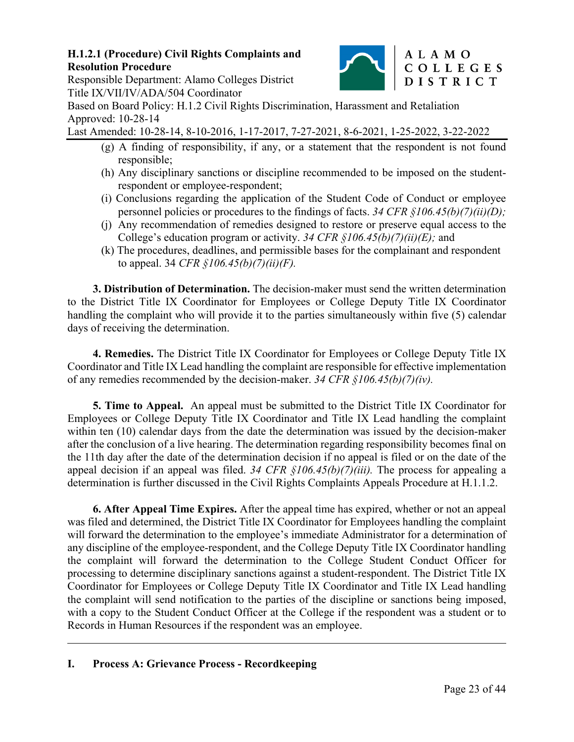(g) A finding of responsibility, if any, or a statement that the respondent is not found responsible;

(h) Any disciplinary sanctions or discipline recommended to be imposed on the student-respondent or employee-respondent;

(i) Conclusions regarding the application of the Student Code of Conduct or employee personnel policies or procedures to the findings of facts. *34 CFR §106.45(b)(7)(ii)(D);*

(j) Any recommendation of remedies designed to restore or preserve equal access to the College's education program or activity. *34 CFR §106.45(b)(7)(ii)(E);* and

(k) The procedures, deadlines, and permissible bases for the complainant and respondent to appeal. 34 *CFR §106.45(b)(7)(ii)(F).*

**3. Distribution of Determination.** The decision-maker must send the written determination to the District Title IX Coordinator for Employees or College Deputy Title IX Coordinator handling the complaint who will provide it to the parties simultaneously within five (5) calendar days of receiving the determination.

**4. Remedies.** The District Title IX Coordinator for Employees or College Deputy Title IX Coordinator and Title IX Lead handling the complaint are responsible for effective implementation of any remedies recommended by the decision-maker. *34 CFR §106.45(b)(7)(iv).*

**5. Time to Appeal.** An appeal must be submitted to the District Title IX Coordinator for Employees or College Deputy Title IX Coordinator and Title IX Lead handling the complaint within ten (10) calendar days from the date the determination was issued by the decision-maker after the conclusion of a live hearing. The determination regarding responsibility becomes final on the 11th day after the date of the determination decision if no appeal is filed or on the date of the appeal decision if an appeal was filed. *34 CFR §106.45(b)(7)(iii).* The process for appealing a determination is further discussed in the Civil Rights Complaints Appeals Procedure at H.1.1.2.

**6. After Appeal Time Expires.** After the appeal time has expired, whether or not an appeal was filed and determined, the District Title IX Coordinator for Employees handling the complaint will forward the determination to the employee's immediate Administrator for a determination of any discipline of the employee-respondent, and the College Deputy Title IX Coordinator handling the complaint will forward the determination to the College Student Conduct Officer for processing to determine disciplinary sanctions against a student-respondent. The District Title IX Coordinator for Employees or College Deputy Title IX Coordinator and Title IX Lead handling the complaint will send notification to the parties of the discipline or sanctions being imposed, with a copy to the Student Conduct Officer at the College if the respondent was a student or to Records in Human Resources if the respondent was an employee.

---

## I. Process A: Grievance Process - Recordkeeping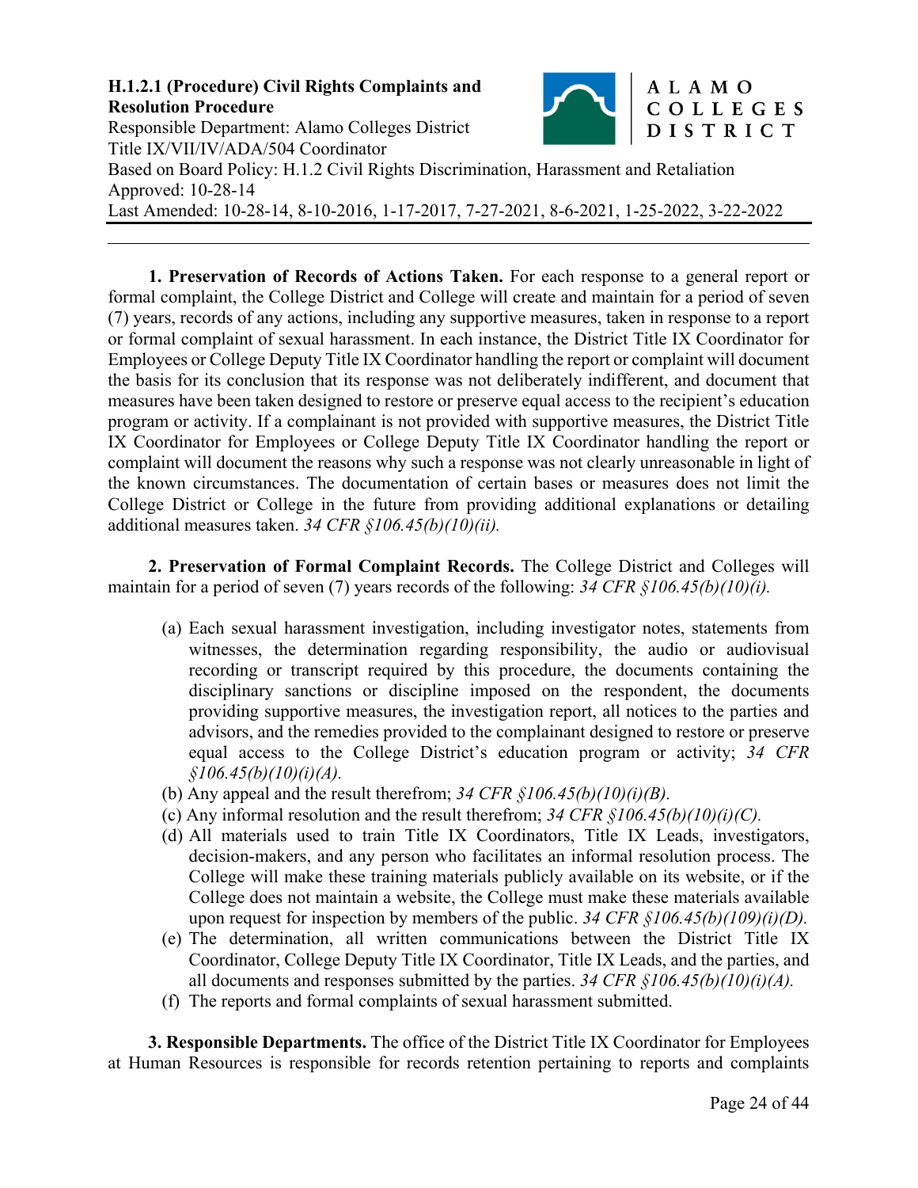**1. Preservation of Records of Actions Taken.** For each response to a general report or formal complaint, the College District and College will create and maintain for a period of seven (7) years, records of any actions, including any supportive measures, taken in response to a report or formal complaint of sexual harassment. In each instance, the District Title IX Coordinator for Employees or College Deputy Title IX Coordinator handling the report or complaint will document the basis for its conclusion that its response was not deliberately indifferent, and document that measures have been taken designed to restore or preserve equal access to the recipient's education program or activity. If a complainant is not provided with supportive measures, the District Title IX Coordinator for Employees or College Deputy Title IX Coordinator handling the report or complaint will document the reasons why such a response was not clearly unreasonable in light of the known circumstances. The documentation of certain bases or measures does not limit the College District or College in the future from providing additional explanations or detailing additional measures taken. *34 CFR §106.45(b)(10)(ii).*

**2. Preservation of Formal Complaint Records.** The College District and Colleges will maintain for a period of seven (7) years records of the following: *34 CFR §106.45(b)(10)(i).*

(a) Each sexual harassment investigation, including investigator notes, statements from witnesses, the determination regarding responsibility, the audio or audiovisual recording or transcript required by this procedure, the documents containing the disciplinary sanctions or discipline imposed on the respondent, the documents providing supportive measures, the investigation report, all notices to the parties and advisors, and the remedies provided to the complainant designed to restore or preserve equal access to the College District's education program or activity; *34 CFR §106.45(b)(10)(i)(A).*

(b) Any appeal and the result therefrom; *34 CFR §106.45(b)(10)(i)(B).*

(c) Any informal resolution and the result therefrom; *34 CFR §106.45(b)(10)(i)(C).*

(d) All materials used to train Title IX Coordinators, Title IX Leads, investigators, decision-makers, and any person who facilitates an informal resolution process. The College will make these training materials publicly available on its website, or if the College does not maintain a website, the College must make these materials available upon request for inspection by members of the public. *34 CFR §106.45(b)(109)(i)(D).*

(e) The determination, all written communications between the District Title IX Coordinator, College Deputy Title IX Coordinator, Title IX Leads, and the parties, and all documents and responses submitted by the parties. *34 CFR §106.45(b)(10)(i)(A).*

(f) The reports and formal complaints of sexual harassment submitted.

**3. Responsible Departments.** The office of the District Title IX Coordinator for Employees at Human Resources is responsible for records retention pertaining to reports and complaints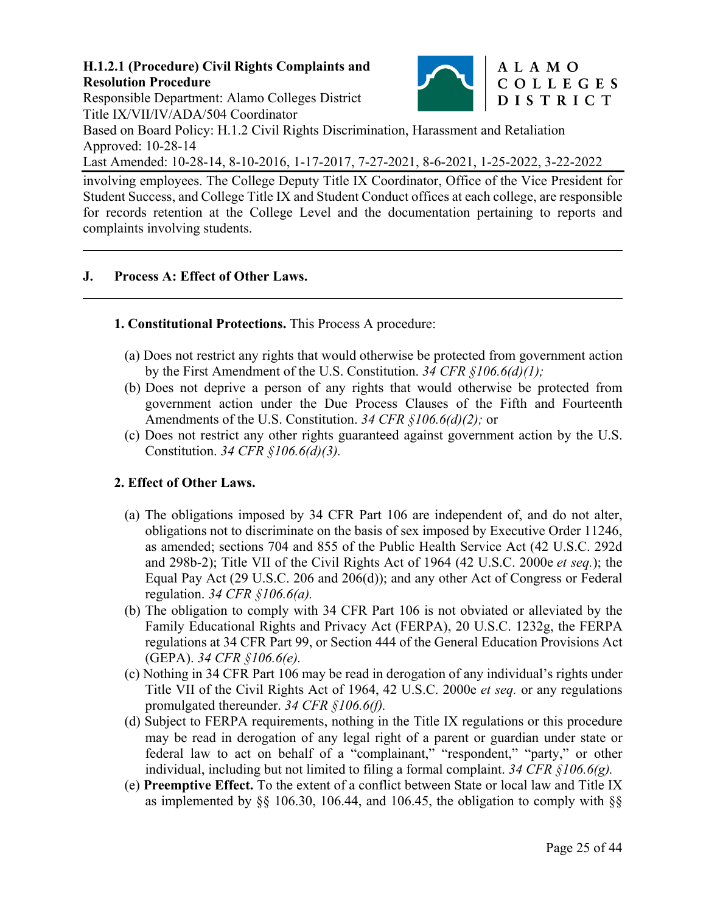involving employees. The College Deputy Title IX Coordinator, Office of the Vice President for Student Success, and College Title IX and Student Conduct offices at each college, are responsible for records retention at the College Level and the documentation pertaining to reports and complaints involving students.

---

## J. Process A: Effect of Other Laws.

---

**1. Constitutional Protections.** This Process A procedure:

(a) Does not restrict any rights that would otherwise be protected from government action by the First Amendment of the U.S. Constitution. *34 CFR §106.6(d)(1);*

(b) Does not deprive a person of any rights that would otherwise be protected from government action under the Due Process Clauses of the Fifth and Fourteenth Amendments of the U.S. Constitution. *34 CFR §106.6(d)(2);* or

(c) Does not restrict any other rights guaranteed against government action by the U.S. Constitution. *34 CFR §106.6(d)(3).*

**2. Effect of Other Laws.**

(a) The obligations imposed by 34 CFR Part 106 are independent of, and do not alter, obligations not to discriminate on the basis of sex imposed by Executive Order 11246, as amended; sections 704 and 855 of the Public Health Service Act (42 U.S.C. 292d and 298b-2); Title VII of the Civil Rights Act of 1964 (42 U.S.C. 2000e *et seq.*); the Equal Pay Act (29 U.S.C. 206 and 206(d)); and any other Act of Congress or Federal regulation. *34 CFR §106.6(a).*

(b) The obligation to comply with 34 CFR Part 106 is not obviated or alleviated by the Family Educational Rights and Privacy Act (FERPA), 20 U.S.C. 1232g, the FERPA regulations at 34 CFR Part 99, or Section 444 of the General Education Provisions Act (GEPA). *34 CFR §106.6(e).*

(c) Nothing in 34 CFR Part 106 may be read in derogation of any individual's rights under Title VII of the Civil Rights Act of 1964, 42 U.S.C. 2000e *et seq.* or any regulations promulgated thereunder. *34 CFR §106.6(f).*

(d) Subject to FERPA requirements, nothing in the Title IX regulations or this procedure may be read in derogation of any legal right of a parent or guardian under state or federal law to act on behalf of a "complainant," "respondent," "party," or other individual, including but not limited to filing a formal complaint. *34 CFR §106.6(g).*

(e) **Preemptive Effect.** To the extent of a conflict between State or local law and Title IX as implemented by §§ 106.30, 106.44, and 106.45, the obligation to comply with §§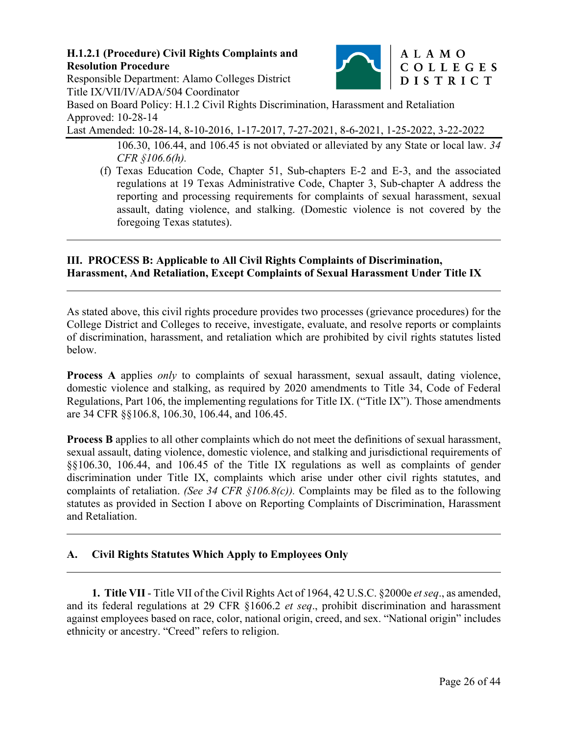106.30, 106.44, and 106.45 is not obviated or alleviated by any State or local law. *34 CFR §106.6(h).*

(f) Texas Education Code, Chapter 51, Sub-chapters E-2 and E-3, and the associated regulations at 19 Texas Administrative Code, Chapter 3, Sub-chapter A address the reporting and processing requirements for complaints of sexual harassment, sexual assault, dating violence, and stalking. (Domestic violence is not covered by the foregoing Texas statutes).

---

## III. PROCESS B: Applicable to All Civil Rights Complaints of Discrimination, Harassment, And Retaliation, Except Complaints of Sexual Harassment Under Title IX

---

As stated above, this civil rights procedure provides two processes (grievance procedures) for the College District and Colleges to receive, investigate, evaluate, and resolve reports or complaints of discrimination, harassment, and retaliation which are prohibited by civil rights statutes listed below.

**Process A** applies *only* to complaints of sexual harassment, sexual assault, dating violence, domestic violence and stalking, as required by 2020 amendments to Title 34, Code of Federal Regulations, Part 106, the implementing regulations for Title IX. ("Title IX"). Those amendments are 34 CFR §§106.8, 106.30, 106.44, and 106.45.

**Process B** applies to all other complaints which do not meet the definitions of sexual harassment, sexual assault, dating violence, domestic violence, and stalking and jurisdictional requirements of §§106.30, 106.44, and 106.45 of the Title IX regulations as well as complaints of gender discrimination under Title IX, complaints which arise under other civil rights statutes, and complaints of retaliation. *(See 34 CFR §106.8(c)).* Complaints may be filed as to the following statutes as provided in Section I above on Reporting Complaints of Discrimination, Harassment and Retaliation.

---

### A. Civil Rights Statutes Which Apply to Employees Only

---

**1. Title VII** - Title VII of the Civil Rights Act of 1964, 42 U.S.C. §2000e *et seq*., as amended, and its federal regulations at 29 CFR §1606.2 *et seq*., prohibit discrimination and harassment against employees based on race, color, national origin, creed, and sex. "National origin" includes ethnicity or ancestry. "Creed" refers to religion.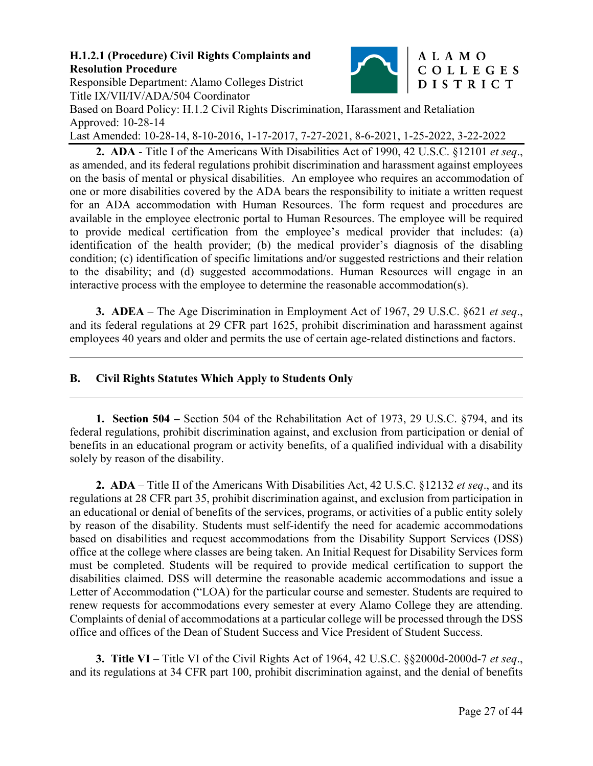**2. ADA** - Title I of the Americans With Disabilities Act of 1990, 42 U.S.C. §12101 *et seq*., as amended, and its federal regulations prohibit discrimination and harassment against employees on the basis of mental or physical disabilities. An employee who requires an accommodation of one or more disabilities covered by the ADA bears the responsibility to initiate a written request for an ADA accommodation with Human Resources. The form request and procedures are available in the employee electronic portal to Human Resources. The employee will be required to provide medical certification from the employee's medical provider that includes: (a) identification of the health provider; (b) the medical provider's diagnosis of the disabling condition; (c) identification of specific limitations and/or suggested restrictions and their relation to the disability; and (d) suggested accommodations. Human Resources will engage in an interactive process with the employee to determine the reasonable accommodation(s).

**3. ADEA** – The Age Discrimination in Employment Act of 1967, 29 U.S.C. §621 *et seq*., and its federal regulations at 29 CFR part 1625, prohibit discrimination and harassment against employees 40 years and older and permits the use of certain age-related distinctions and factors.

---

## B. Civil Rights Statutes Which Apply to Students Only

---

**1. Section 504 –** Section 504 of the Rehabilitation Act of 1973, 29 U.S.C. §794, and its federal regulations, prohibit discrimination against, and exclusion from participation or denial of benefits in an educational program or activity benefits, of a qualified individual with a disability solely by reason of the disability.

**2. ADA** – Title II of the Americans With Disabilities Act, 42 U.S.C. §12132 *et seq*., and its regulations at 28 CFR part 35, prohibit discrimination against, and exclusion from participation in an educational or denial of benefits of the services, programs, or activities of a public entity solely by reason of the disability. Students must self-identify the need for academic accommodations based on disabilities and request accommodations from the Disability Support Services (DSS) office at the college where classes are being taken. An Initial Request for Disability Services form must be completed. Students will be required to provide medical certification to support the disabilities claimed. DSS will determine the reasonable academic accommodations and issue a Letter of Accommodation ("LOA) for the particular course and semester. Students are required to renew requests for accommodations every semester at every Alamo College they are attending. Complaints of denial of accommodations at a particular college will be processed through the DSS office and offices of the Dean of Student Success and Vice President of Student Success.

**3. Title VI** – Title VI of the Civil Rights Act of 1964, 42 U.S.C. §§2000d-2000d-7 *et seq*., and its regulations at 34 CFR part 100, prohibit discrimination against, and the denial of benefits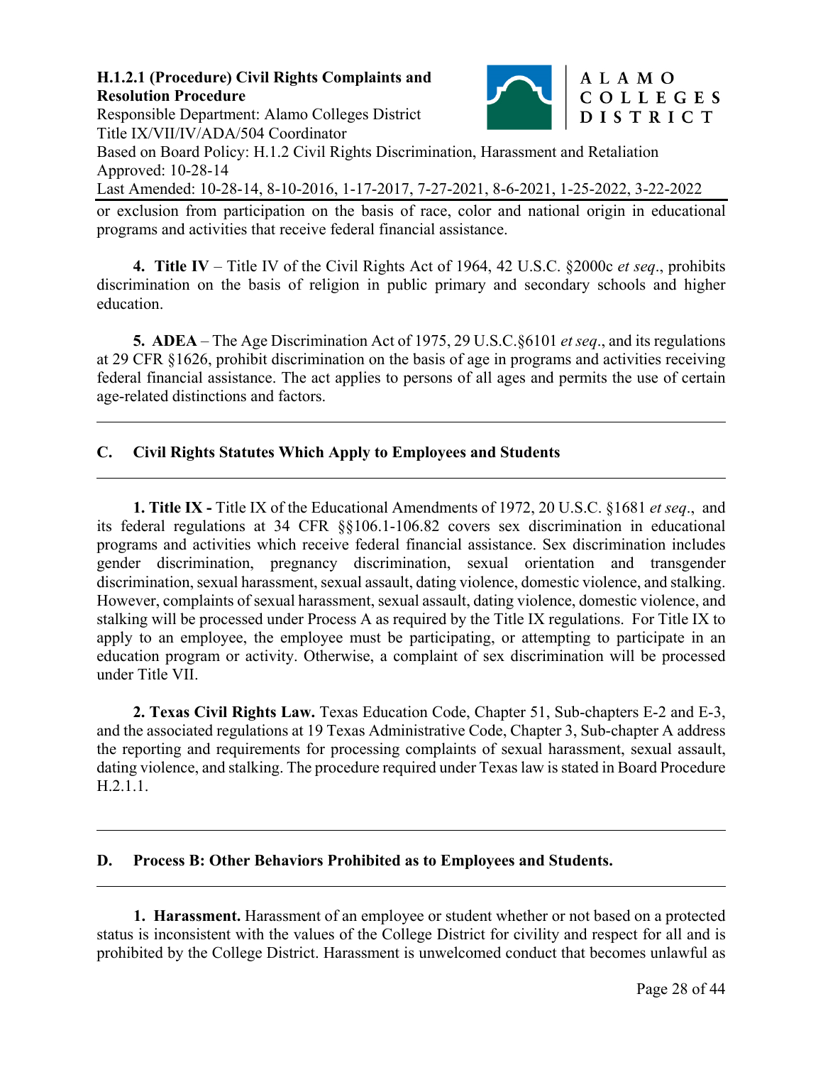or exclusion from participation on the basis of race, color and national origin in educational programs and activities that receive federal financial assistance.

**4. Title IV** – Title IV of the Civil Rights Act of 1964, 42 U.S.C. §2000c *et seq*., prohibits discrimination on the basis of religion in public primary and secondary schools and higher education.

**5. ADEA** – The Age Discrimination Act of 1975, 29 U.S.C.§6101 *et seq*., and its regulations at 29 CFR §1626, prohibit discrimination on the basis of age in programs and activities receiving federal financial assistance. The act applies to persons of all ages and permits the use of certain age-related distinctions and factors.

---

## C. Civil Rights Statutes Which Apply to Employees and Students

---

**1. Title IX -** Title IX of the Educational Amendments of 1972, 20 U.S.C. §1681 *et seq*., and its federal regulations at 34 CFR §§106.1-106.82 covers sex discrimination in educational programs and activities which receive federal financial assistance. Sex discrimination includes gender discrimination, pregnancy discrimination, sexual orientation and transgender discrimination, sexual harassment, sexual assault, dating violence, domestic violence, and stalking. However, complaints of sexual harassment, sexual assault, dating violence, domestic violence, and stalking will be processed under Process A as required by the Title IX regulations. For Title IX to apply to an employee, the employee must be participating, or attempting to participate in an education program or activity. Otherwise, a complaint of sex discrimination will be processed under Title VII.

**2. Texas Civil Rights Law.** Texas Education Code, Chapter 51, Sub-chapters E-2 and E-3, and the associated regulations at 19 Texas Administrative Code, Chapter 3, Sub-chapter A address the reporting and requirements for processing complaints of sexual harassment, sexual assault, dating violence, and stalking. The procedure required under Texas law is stated in Board Procedure H.2.1.1.

---

## D. Process B: Other Behaviors Prohibited as to Employees and Students.

---

**1. Harassment.** Harassment of an employee or student whether or not based on a protected status is inconsistent with the values of the College District for civility and respect for all and is prohibited by the College District. Harassment is unwelcomed conduct that becomes unlawful as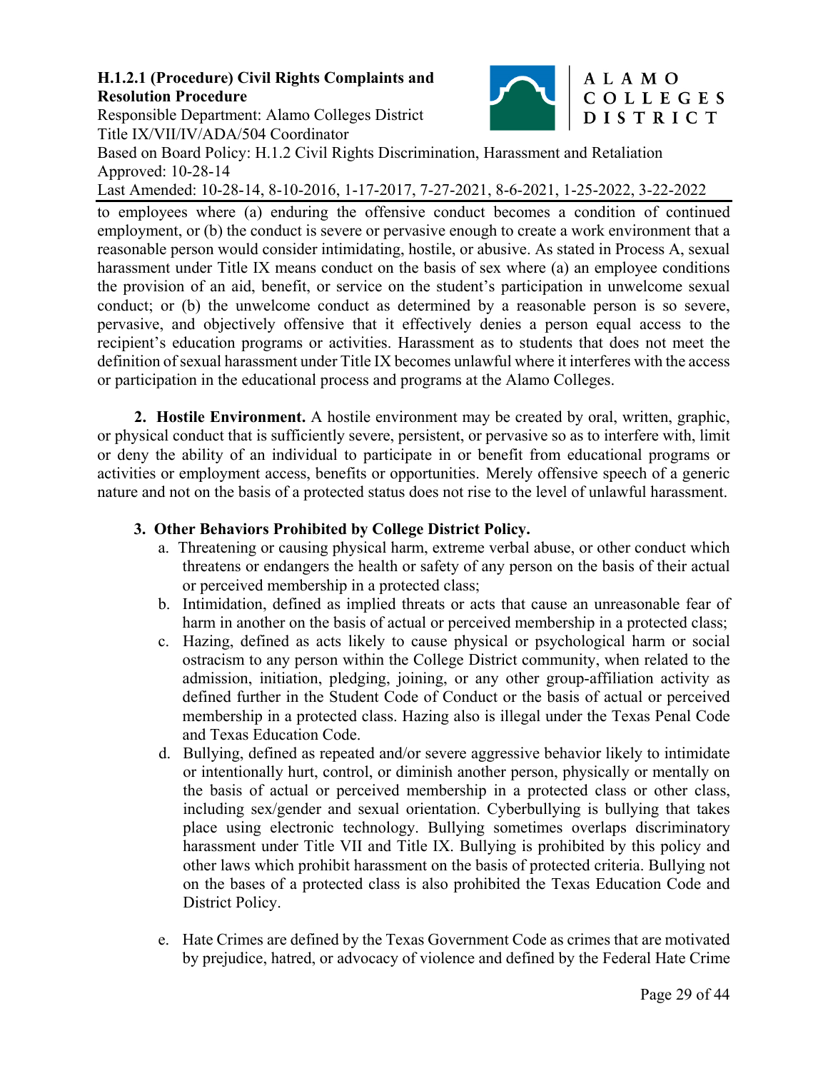to employees where (a) enduring the offensive conduct becomes a condition of continued employment, or (b) the conduct is severe or pervasive enough to create a work environment that a reasonable person would consider intimidating, hostile, or abusive. As stated in Process A, sexual harassment under Title IX means conduct on the basis of sex where (a) an employee conditions the provision of an aid, benefit, or service on the student's participation in unwelcome sexual conduct; or (b) the unwelcome conduct as determined by a reasonable person is so severe, pervasive, and objectively offensive that it effectively denies a person equal access to the recipient's education programs or activities. Harassment as to students that does not meet the definition of sexual harassment under Title IX becomes unlawful where it interferes with the access or participation in the educational process and programs at the Alamo Colleges.

**2. Hostile Environment.** A hostile environment may be created by oral, written, graphic, or physical conduct that is sufficiently severe, persistent, or pervasive so as to interfere with, limit or deny the ability of an individual to participate in or benefit from educational programs or activities or employment access, benefits or opportunities. Merely offensive speech of a generic nature and not on the basis of a protected status does not rise to the level of unlawful harassment.

**3. Other Behaviors Prohibited by College District Policy.**

a. Threatening or causing physical harm, extreme verbal abuse, or other conduct which threatens or endangers the health or safety of any person on the basis of their actual or perceived membership in a protected class;

b. Intimidation, defined as implied threats or acts that cause an unreasonable fear of harm in another on the basis of actual or perceived membership in a protected class;

c. Hazing, defined as acts likely to cause physical or psychological harm or social ostracism to any person within the College District community, when related to the admission, initiation, pledging, joining, or any other group-affiliation activity as defined further in the Student Code of Conduct or the basis of actual or perceived membership in a protected class. Hazing also is illegal under the Texas Penal Code and Texas Education Code.

d. Bullying, defined as repeated and/or severe aggressive behavior likely to intimidate or intentionally hurt, control, or diminish another person, physically or mentally on the basis of actual or perceived membership in a protected class or other class, including sex/gender and sexual orientation. Cyberbullying is bullying that takes place using electronic technology. Bullying sometimes overlaps discriminatory harassment under Title VII and Title IX. Bullying is prohibited by this policy and other laws which prohibit harassment on the basis of protected criteria. Bullying not on the bases of a protected class is also prohibited the Texas Education Code and District Policy.

e. Hate Crimes are defined by the Texas Government Code as crimes that are motivated by prejudice, hatred, or advocacy of violence and defined by the Federal Hate Crime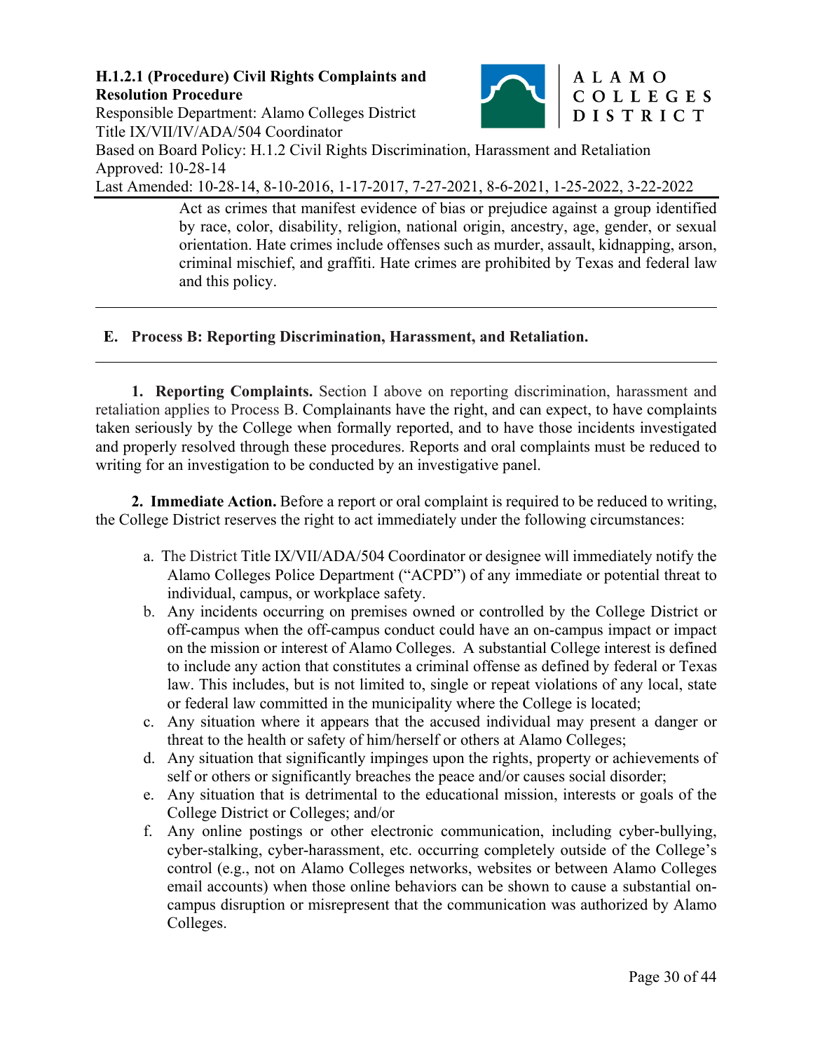Act as crimes that manifest evidence of bias or prejudice against a group identified by race, color, disability, religion, national origin, ancestry, age, gender, or sexual orientation. Hate crimes include offenses such as murder, assault, kidnapping, arson, criminal mischief, and graffiti. Hate crimes are prohibited by Texas and federal law and this policy.

## E. Process B: Reporting Discrimination, Harassment, and Retaliation.

**1. Reporting Complaints.** Section I above on reporting discrimination, harassment and retaliation applies to Process B. Complainants have the right, and can expect, to have complaints taken seriously by the College when formally reported, and to have those incidents investigated and properly resolved through these procedures. Reports and oral complaints must be reduced to writing for an investigation to be conducted by an investigative panel.

**2. Immediate Action.** Before a report or oral complaint is required to be reduced to writing, the College District reserves the right to act immediately under the following circumstances:

a. The District Title IX/VII/ADA/504 Coordinator or designee will immediately notify the Alamo Colleges Police Department ("ACPD") of any immediate or potential threat to individual, campus, or workplace safety.

b. Any incidents occurring on premises owned or controlled by the College District or off-campus when the off-campus conduct could have an on-campus impact or impact on the mission or interest of Alamo Colleges. A substantial College interest is defined to include any action that constitutes a criminal offense as defined by federal or Texas law. This includes, but is not limited to, single or repeat violations of any local, state or federal law committed in the municipality where the College is located;

c. Any situation where it appears that the accused individual may present a danger or threat to the health or safety of him/herself or others at Alamo Colleges;

d. Any situation that significantly impinges upon the rights, property or achievements of self or others or significantly breaches the peace and/or causes social disorder;

e. Any situation that is detrimental to the educational mission, interests or goals of the College District or Colleges; and/or

f. Any online postings or other electronic communication, including cyber-bullying, cyber-stalking, cyber-harassment, etc. occurring completely outside of the College's control (e.g., not on Alamo Colleges networks, websites or between Alamo Colleges email accounts) when those online behaviors can be shown to cause a substantial on-campus disruption or misrepresent that the communication was authorized by Alamo Colleges.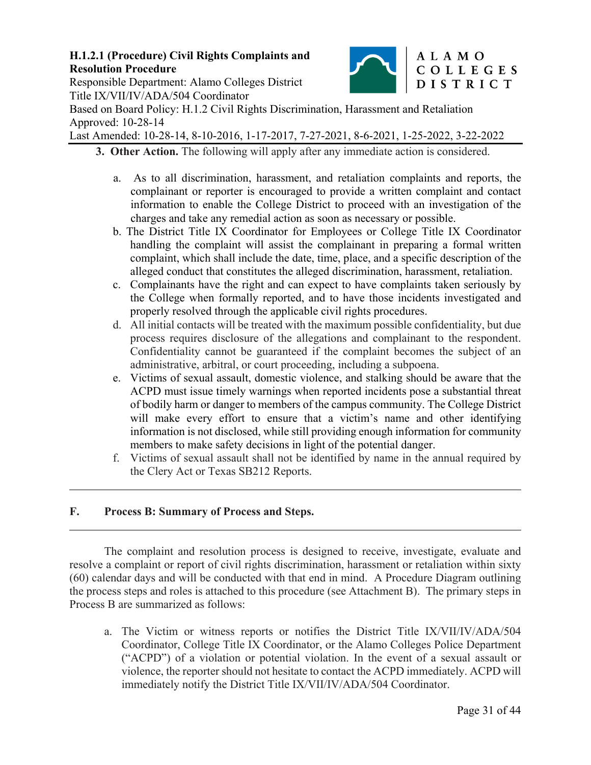3. **Other Action.** The following will apply after any immediate action is considered.

   a. As to all discrimination, harassment, and retaliation complaints and reports, the complainant or reporter is encouraged to provide a written complaint and contact information to enable the College District to proceed with an investigation of the charges and take any remedial action as soon as necessary or possible.
   b. The District Title IX Coordinator for Employees or College Title IX Coordinator handling the complaint will assist the complainant in preparing a formal written complaint, which shall include the date, time, place, and a specific description of the alleged conduct that constitutes the alleged discrimination, harassment, retaliation.
   c. Complainants have the right and can expect to have complaints taken seriously by the College when formally reported, and to have those incidents investigated and properly resolved through the applicable civil rights procedures.
   d. All initial contacts will be treated with the maximum possible confidentiality, but due process requires disclosure of the allegations and complainant to the respondent. Confidentiality cannot be guaranteed if the complaint becomes the subject of an administrative, arbitral, or court proceeding, including a subpoena.
   e. Victims of sexual assault, domestic violence, and stalking should be aware that the ACPD must issue timely warnings when reported incidents pose a substantial threat of bodily harm or danger to members of the campus community. The College District will make every effort to ensure that a victim's name and other identifying information is not disclosed, while still providing enough information for community members to make safety decisions in light of the potential danger.
   f. Victims of sexual assault shall not be identified by name in the annual required by the Clery Act or Texas SB212 Reports.

---

## F. Process B: Summary of Process and Steps.

---

The complaint and resolution process is designed to receive, investigate, evaluate and resolve a complaint or report of civil rights discrimination, harassment or retaliation within sixty (60) calendar days and will be conducted with that end in mind. A Procedure Diagram outlining the process steps and roles is attached to this procedure (see Attachment B). The primary steps in Process B are summarized as follows:

a. The Victim or witness reports or notifies the District Title IX/VII/IV/ADA/504 Coordinator, College Title IX Coordinator, or the Alamo Colleges Police Department ("ACPD") of a violation or potential violation. In the event of a sexual assault or violence, the reporter should not hesitate to contact the ACPD immediately. ACPD will immediately notify the District Title IX/VII/IV/ADA/504 Coordinator.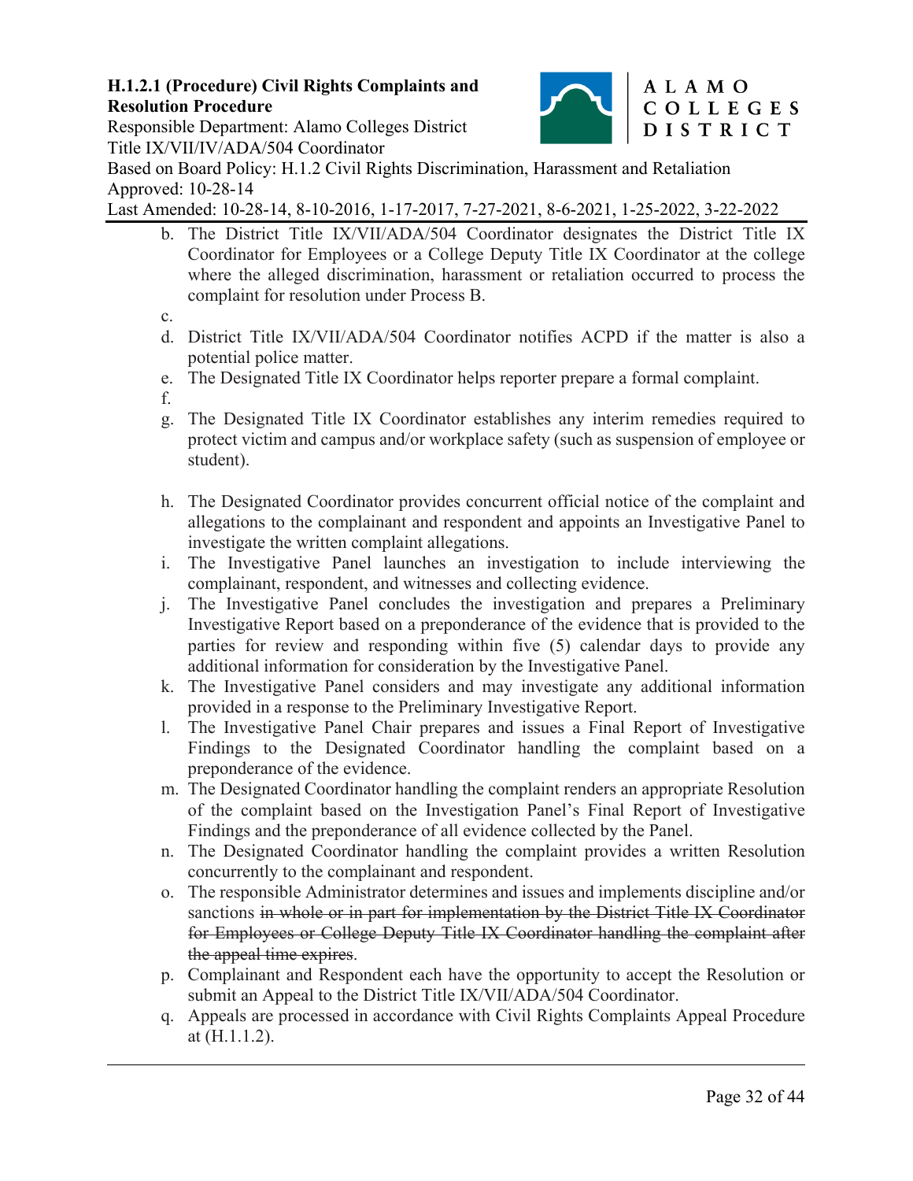b. The District Title IX/VII/ADA/504 Coordinator designates the District Title IX Coordinator for Employees or a College Deputy Title IX Coordinator at the college where the alleged discrimination, harassment or retaliation occurred to process the complaint for resolution under Process B.

c.

d. District Title IX/VII/ADA/504 Coordinator notifies ACPD if the matter is also a potential police matter.

e. The Designated Title IX Coordinator helps reporter prepare a formal complaint.

f.

g. The Designated Title IX Coordinator establishes any interim remedies required to protect victim and campus and/or workplace safety (such as suspension of employee or student).

h. The Designated Coordinator provides concurrent official notice of the complaint and allegations to the complainant and respondent and appoints an Investigative Panel to investigate the written complaint allegations.

i. The Investigative Panel launches an investigation to include interviewing the complainant, respondent, and witnesses and collecting evidence.

j. The Investigative Panel concludes the investigation and prepares a Preliminary Investigative Report based on a preponderance of the evidence that is provided to the parties for review and responding within five (5) calendar days to provide any additional information for consideration by the Investigative Panel.

k. The Investigative Panel considers and may investigate any additional information provided in a response to the Preliminary Investigative Report.

l. The Investigative Panel Chair prepares and issues a Final Report of Investigative Findings to the Designated Coordinator handling the complaint based on a preponderance of the evidence.

m. The Designated Coordinator handling the complaint renders an appropriate Resolution of the complaint based on the Investigation Panel's Final Report of Investigative Findings and the preponderance of all evidence collected by the Panel.

n. The Designated Coordinator handling the complaint provides a written Resolution concurrently to the complainant and respondent.

o. The responsible Administrator determines and issues and implements discipline and/or sanctions ~~in whole or in part for implementation by the District Title IX Coordinator for Employees or College Deputy Title IX Coordinator handling the complaint after the appeal time expires~~.

p. Complainant and Respondent each have the opportunity to accept the Resolution or submit an Appeal to the District Title IX/VII/ADA/504 Coordinator.

q. Appeals are processed in accordance with Civil Rights Complaints Appeal Procedure at (H.1.1.2).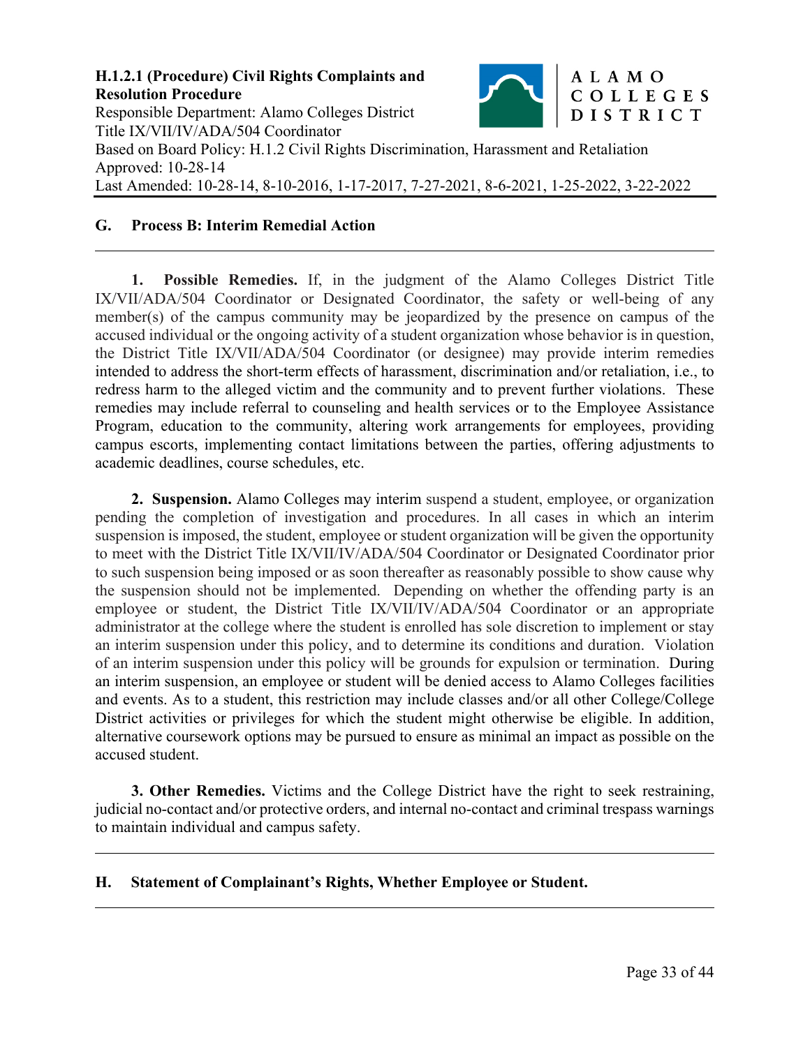## G. Process B: Interim Remedial Action

**1. Possible Remedies.** If, in the judgment of the Alamo Colleges District Title IX/VII/ADA/504 Coordinator or Designated Coordinator, the safety or well-being of any member(s) of the campus community may be jeopardized by the presence on campus of the accused individual or the ongoing activity of a student organization whose behavior is in question, the District Title IX/VII/ADA/504 Coordinator (or designee) may provide interim remedies intended to address the short-term effects of harassment, discrimination and/or retaliation, i.e., to redress harm to the alleged victim and the community and to prevent further violations. These remedies may include referral to counseling and health services or to the Employee Assistance Program, education to the community, altering work arrangements for employees, providing campus escorts, implementing contact limitations between the parties, offering adjustments to academic deadlines, course schedules, etc.

**2. Suspension.** Alamo Colleges may interim suspend a student, employee, or organization pending the completion of investigation and procedures. In all cases in which an interim suspension is imposed, the student, employee or student organization will be given the opportunity to meet with the District Title IX/VII/IV/ADA/504 Coordinator or Designated Coordinator prior to such suspension being imposed or as soon thereafter as reasonably possible to show cause why the suspension should not be implemented. Depending on whether the offending party is an employee or student, the District Title IX/VII/IV/ADA/504 Coordinator or an appropriate administrator at the college where the student is enrolled has sole discretion to implement or stay an interim suspension under this policy, and to determine its conditions and duration. Violation of an interim suspension under this policy will be grounds for expulsion or termination. During an interim suspension, an employee or student will be denied access to Alamo Colleges facilities and events. As to a student, this restriction may include classes and/or all other College/College District activities or privileges for which the student might otherwise be eligible. In addition, alternative coursework options may be pursued to ensure as minimal an impact as possible on the accused student.

**3. Other Remedies.** Victims and the College District have the right to seek restraining, judicial no-contact and/or protective orders, and internal no-contact and criminal trespass warnings to maintain individual and campus safety.

## H. Statement of Complainant's Rights, Whether Employee or Student.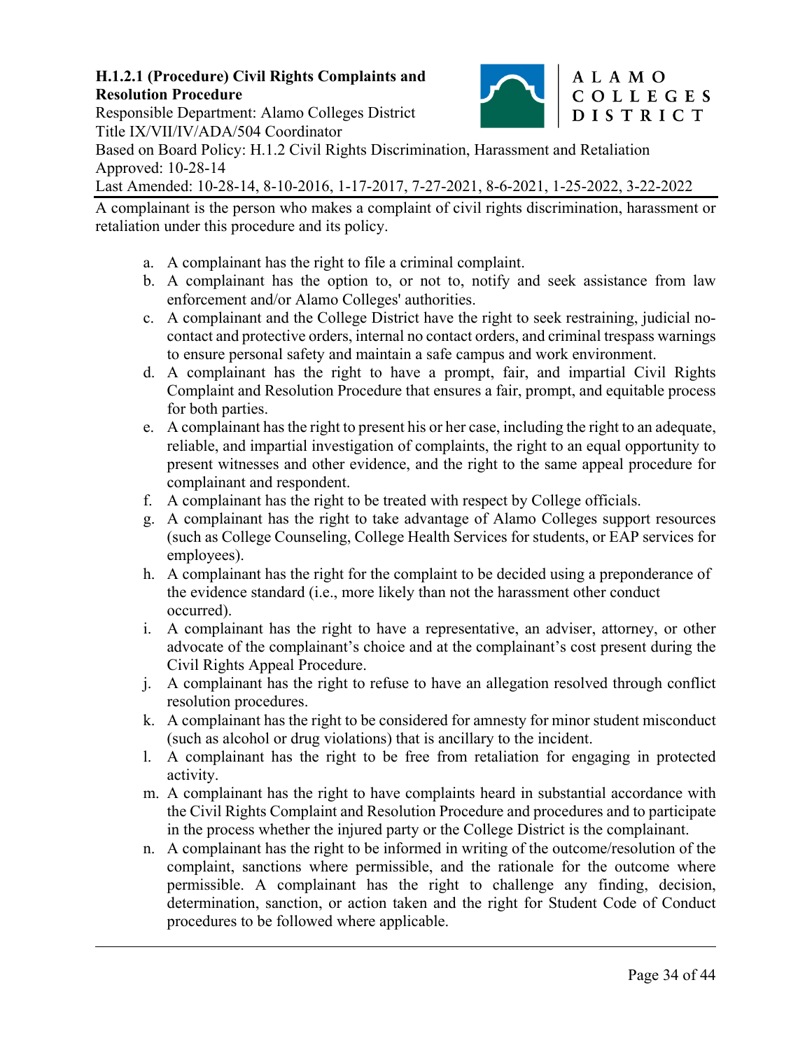**H.1.2.1 (Procedure) Civil Rights Complaints and Resolution Procedure**

Responsible Department: Alamo Colleges District Title IX/VII/IV/ADA/504 Coordinator

Based on Board Policy: H.1.2 Civil Rights Discrimination, Harassment and Retaliation

Approved: 10-28-14

Last Amended: 10-28-14, 8-10-2016, 1-17-2017, 7-27-2021, 8-6-2021, 1-25-2022, 3-22-2022

---

A complainant is the person who makes a complaint of civil rights discrimination, harassment or retaliation under this procedure and its policy.

a. A complainant has the right to file a criminal complaint.
b. A complainant has the option to, or not to, notify and seek assistance from law enforcement and/or Alamo Colleges' authorities.
c. A complainant and the College District have the right to seek restraining, judicial no-contact and protective orders, internal no contact orders, and criminal trespass warnings to ensure personal safety and maintain a safe campus and work environment.
d. A complainant has the right to have a prompt, fair, and impartial Civil Rights Complaint and Resolution Procedure that ensures a fair, prompt, and equitable process for both parties.
e. A complainant has the right to present his or her case, including the right to an adequate, reliable, and impartial investigation of complaints, the right to an equal opportunity to present witnesses and other evidence, and the right to the same appeal procedure for complainant and respondent.
f. A complainant has the right to be treated with respect by College officials.
g. A complainant has the right to take advantage of Alamo Colleges support resources (such as College Counseling, College Health Services for students, or EAP services for employees).
h. A complainant has the right for the complaint to be decided using a preponderance of the evidence standard (i.e., more likely than not the harassment other conduct occurred).
i. A complainant has the right to have a representative, an adviser, attorney, or other advocate of the complainant's choice and at the complainant's cost present during the Civil Rights Appeal Procedure.
j. A complainant has the right to refuse to have an allegation resolved through conflict resolution procedures.
k. A complainant has the right to be considered for amnesty for minor student misconduct (such as alcohol or drug violations) that is ancillary to the incident.
l. A complainant has the right to be free from retaliation for engaging in protected activity.
m. A complainant has the right to have complaints heard in substantial accordance with the Civil Rights Complaint and Resolution Procedure and procedures and to participate in the process whether the injured party or the College District is the complainant.
n. A complainant has the right to be informed in writing of the outcome/resolution of the complaint, sanctions where permissible, and the rationale for the outcome where permissible. A complainant has the right to challenge any finding, decision, determination, sanction, or action taken and the right for Student Code of Conduct procedures to be followed where applicable.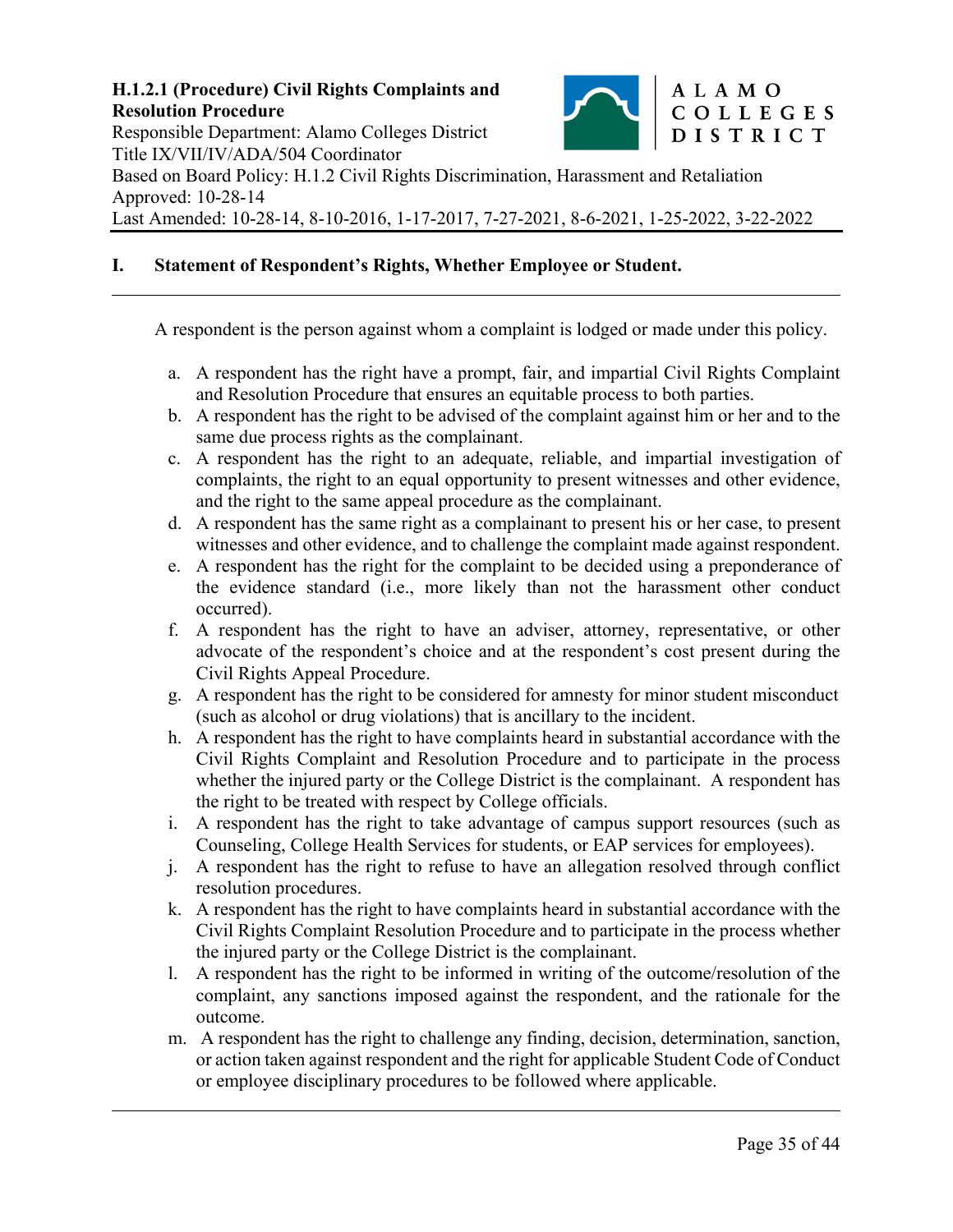**H.1.2.1 (Procedure) Civil Rights Complaints and Resolution Procedure**
Responsible Department: Alamo Colleges District Title IX/VII/IV/ADA/504 Coordinator
Based on Board Policy: H.1.2 Civil Rights Discrimination, Harassment and Retaliation
Approved: 10-28-14
Last Amended: 10-28-14, 8-10-2016, 1-17-2017, 7-27-2021, 8-6-2021, 1-25-2022, 3-22-2022

## I. Statement of Respondent's Rights, Whether Employee or Student.

A respondent is the person against whom a complaint is lodged or made under this policy.

a. A respondent has the right have a prompt, fair, and impartial Civil Rights Complaint and Resolution Procedure that ensures an equitable process to both parties.
b. A respondent has the right to be advised of the complaint against him or her and to the same due process rights as the complainant.
c. A respondent has the right to an adequate, reliable, and impartial investigation of complaints, the right to an equal opportunity to present witnesses and other evidence, and the right to the same appeal procedure as the complainant.
d. A respondent has the same right as a complainant to present his or her case, to present witnesses and other evidence, and to challenge the complaint made against respondent.
e. A respondent has the right for the complaint to be decided using a preponderance of the evidence standard (i.e., more likely than not the harassment other conduct occurred).
f. A respondent has the right to have an adviser, attorney, representative, or other advocate of the respondent's choice and at the respondent's cost present during the Civil Rights Appeal Procedure.
g. A respondent has the right to be considered for amnesty for minor student misconduct (such as alcohol or drug violations) that is ancillary to the incident.
h. A respondent has the right to have complaints heard in substantial accordance with the Civil Rights Complaint and Resolution Procedure and to participate in the process whether the injured party or the College District is the complainant. A respondent has the right to be treated with respect by College officials.
i. A respondent has the right to take advantage of campus support resources (such as Counseling, College Health Services for students, or EAP services for employees).
j. A respondent has the right to refuse to have an allegation resolved through conflict resolution procedures.
k. A respondent has the right to have complaints heard in substantial accordance with the Civil Rights Complaint Resolution Procedure and to participate in the process whether the injured party or the College District is the complainant.
l. A respondent has the right to be informed in writing of the outcome/resolution of the complaint, any sanctions imposed against the respondent, and the rationale for the outcome.
m. A respondent has the right to challenge any finding, decision, determination, sanction, or action taken against respondent and the right for applicable Student Code of Conduct or employee disciplinary procedures to be followed where applicable.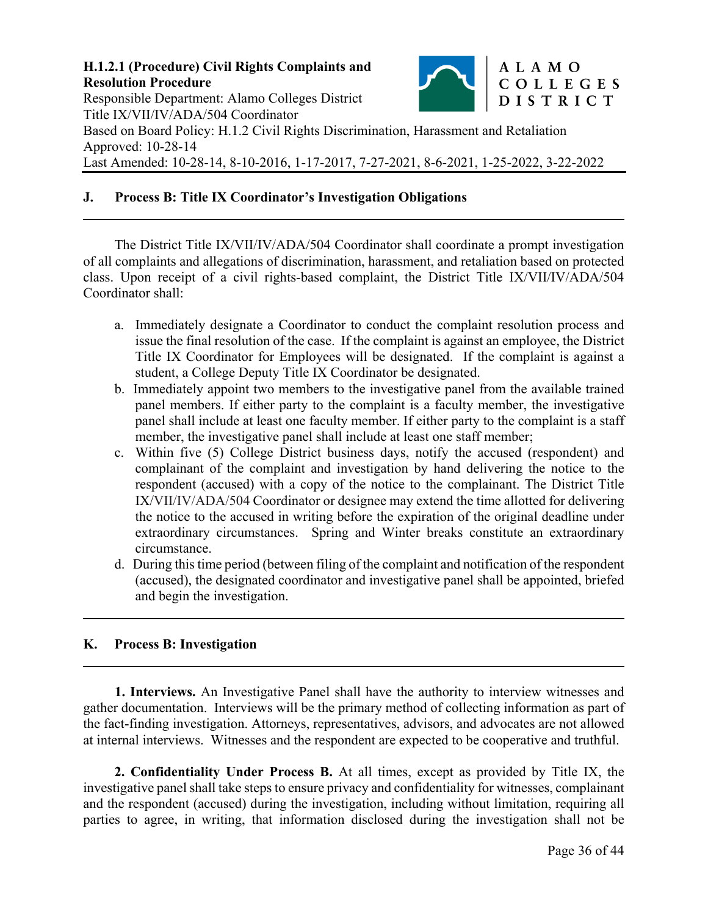## J. Process B: Title IX Coordinator's Investigation Obligations

The District Title IX/VII/IV/ADA/504 Coordinator shall coordinate a prompt investigation of all complaints and allegations of discrimination, harassment, and retaliation based on protected class. Upon receipt of a civil rights-based complaint, the District Title IX/VII/IV/ADA/504 Coordinator shall:

a. Immediately designate a Coordinator to conduct the complaint resolution process and issue the final resolution of the case. If the complaint is against an employee, the District Title IX Coordinator for Employees will be designated. If the complaint is against a student, a College Deputy Title IX Coordinator be designated.
b. Immediately appoint two members to the investigative panel from the available trained panel members. If either party to the complaint is a faculty member, the investigative panel shall include at least one faculty member. If either party to the complaint is a staff member, the investigative panel shall include at least one staff member;
c. Within five (5) College District business days, notify the accused (respondent) and complainant of the complaint and investigation by hand delivering the notice to the respondent (accused) with a copy of the notice to the complainant. The District Title IX/VII/IV/ADA/504 Coordinator or designee may extend the time allotted for delivering the notice to the accused in writing before the expiration of the original deadline under extraordinary circumstances. Spring and Winter breaks constitute an extraordinary circumstance.
d. During this time period (between filing of the complaint and notification of the respondent (accused), the designated coordinator and investigative panel shall be appointed, briefed and begin the investigation.

## K. Process B: Investigation

**1. Interviews.** An Investigative Panel shall have the authority to interview witnesses and gather documentation. Interviews will be the primary method of collecting information as part of the fact-finding investigation. Attorneys, representatives, advisors, and advocates are not allowed at internal interviews. Witnesses and the respondent are expected to be cooperative and truthful.

**2. Confidentiality Under Process B.** At all times, except as provided by Title IX, the investigative panel shall take steps to ensure privacy and confidentiality for witnesses, complainant and the respondent (accused) during the investigation, including without limitation, requiring all parties to agree, in writing, that information disclosed during the investigation shall not be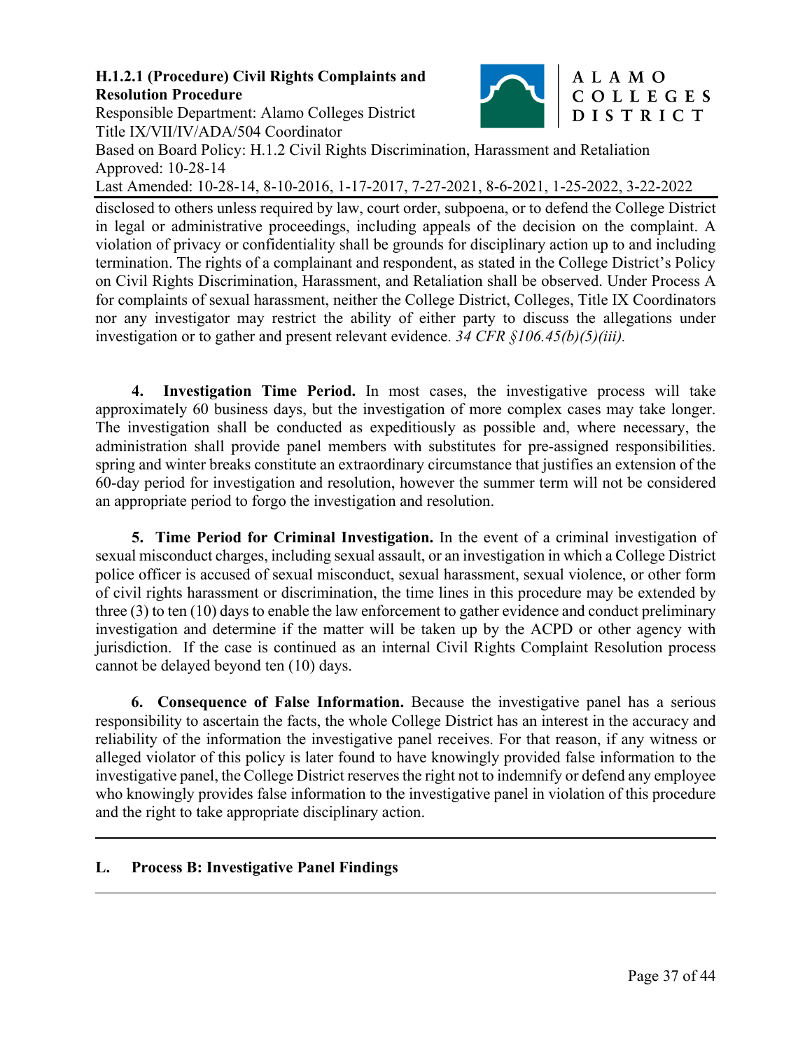disclosed to others unless required by law, court order, subpoena, or to defend the College District in legal or administrative proceedings, including appeals of the decision on the complaint. A violation of privacy or confidentiality shall be grounds for disciplinary action up to and including termination. The rights of a complainant and respondent, as stated in the College District's Policy on Civil Rights Discrimination, Harassment, and Retaliation shall be observed. Under Process A for complaints of sexual harassment, neither the College District, Colleges, Title IX Coordinators nor any investigator may restrict the ability of either party to discuss the allegations under investigation or to gather and present relevant evidence. *34 CFR §106.45(b)(5)(iii).*

**4. Investigation Time Period.** In most cases, the investigative process will take approximately 60 business days, but the investigation of more complex cases may take longer. The investigation shall be conducted as expeditiously as possible and, where necessary, the administration shall provide panel members with substitutes for pre-assigned responsibilities. spring and winter breaks constitute an extraordinary circumstance that justifies an extension of the 60-day period for investigation and resolution, however the summer term will not be considered an appropriate period to forgo the investigation and resolution.

**5. Time Period for Criminal Investigation.** In the event of a criminal investigation of sexual misconduct charges, including sexual assault, or an investigation in which a College District police officer is accused of sexual misconduct, sexual harassment, sexual violence, or other form of civil rights harassment or discrimination, the time lines in this procedure may be extended by three (3) to ten (10) days to enable the law enforcement to gather evidence and conduct preliminary investigation and determine if the matter will be taken up by the ACPD or other agency with jurisdiction. If the case is continued as an internal Civil Rights Complaint Resolution process cannot be delayed beyond ten (10) days.

**6. Consequence of False Information.** Because the investigative panel has a serious responsibility to ascertain the facts, the whole College District has an interest in the accuracy and reliability of the information the investigative panel receives. For that reason, if any witness or alleged violator of this policy is later found to have knowingly provided false information to the investigative panel, the College District reserves the right not to indemnify or defend any employee who knowingly provides false information to the investigative panel in violation of this procedure and the right to take appropriate disciplinary action.

---

## L. Process B: Investigative Panel Findings

---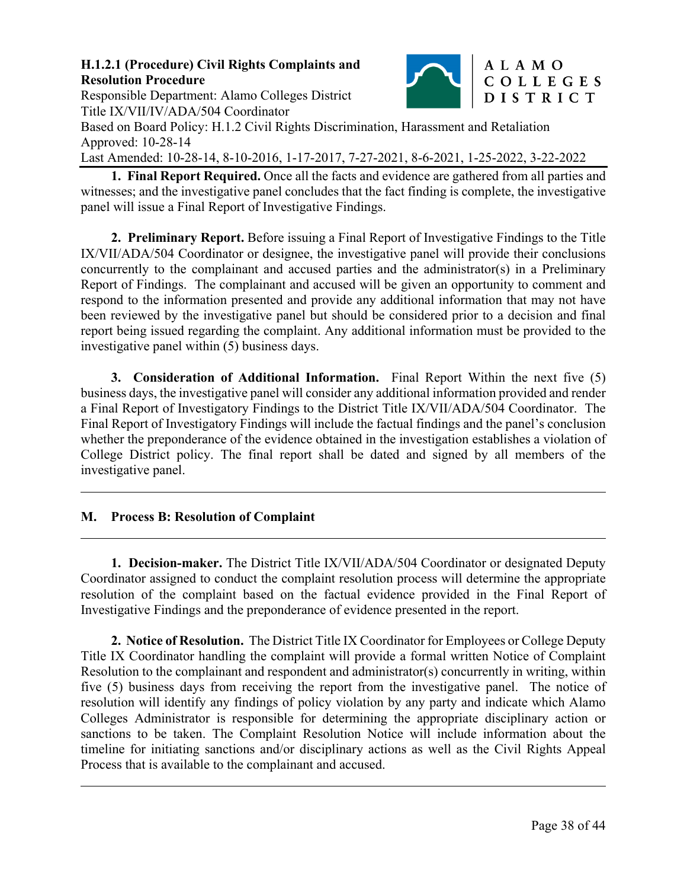1. **Final Report Required.** Once all the facts and evidence are gathered from all parties and witnesses; and the investigative panel concludes that the fact finding is complete, the investigative panel will issue a Final Report of Investigative Findings.

2. **Preliminary Report.** Before issuing a Final Report of Investigative Findings to the Title IX/VII/ADA/504 Coordinator or designee, the investigative panel will provide their conclusions concurrently to the complainant and accused parties and the administrator(s) in a Preliminary Report of Findings. The complainant and accused will be given an opportunity to comment and respond to the information presented and provide any additional information that may not have been reviewed by the investigative panel but should be considered prior to a decision and final report being issued regarding the complaint. Any additional information must be provided to the investigative panel within (5) business days.

3. **Consideration of Additional Information.** Final Report Within the next five (5) business days, the investigative panel will consider any additional information provided and render a Final Report of Investigatory Findings to the District Title IX/VII/ADA/504 Coordinator. The Final Report of Investigatory Findings will include the factual findings and the panel's conclusion whether the preponderance of the evidence obtained in the investigation establishes a violation of College District policy. The final report shall be dated and signed by all members of the investigative panel.

---

## M. Process B: Resolution of Complaint

---

1. **Decision-maker.** The District Title IX/VII/ADA/504 Coordinator or designated Deputy Coordinator assigned to conduct the complaint resolution process will determine the appropriate resolution of the complaint based on the factual evidence provided in the Final Report of Investigative Findings and the preponderance of evidence presented in the report.

2. **Notice of Resolution.** The District Title IX Coordinator for Employees or College Deputy Title IX Coordinator handling the complaint will provide a formal written Notice of Complaint Resolution to the complainant and respondent and administrator(s) concurrently in writing, within five (5) business days from receiving the report from the investigative panel. The notice of resolution will identify any findings of policy violation by any party and indicate which Alamo Colleges Administrator is responsible for determining the appropriate disciplinary action or sanctions to be taken. The Complaint Resolution Notice will include information about the timeline for initiating sanctions and/or disciplinary actions as well as the Civil Rights Appeal Process that is available to the complainant and accused.

---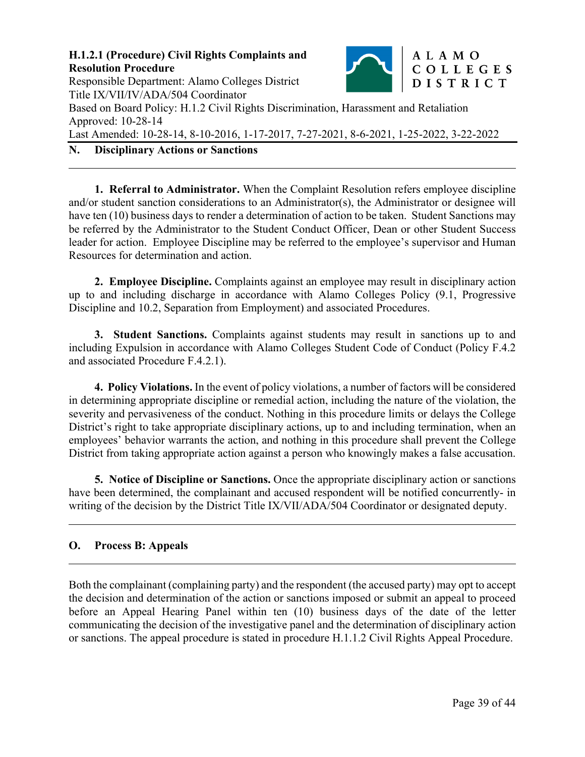## N. Disciplinary Actions or Sanctions

**1. Referral to Administrator.** When the Complaint Resolution refers employee discipline and/or student sanction considerations to an Administrator(s), the Administrator or designee will have ten (10) business days to render a determination of action to be taken. Student Sanctions may be referred by the Administrator to the Student Conduct Officer, Dean or other Student Success leader for action. Employee Discipline may be referred to the employee's supervisor and Human Resources for determination and action.

**2. Employee Discipline.** Complaints against an employee may result in disciplinary action up to and including discharge in accordance with Alamo Colleges Policy (9.1, Progressive Discipline and 10.2, Separation from Employment) and associated Procedures.

**3. Student Sanctions.** Complaints against students may result in sanctions up to and including Expulsion in accordance with Alamo Colleges Student Code of Conduct (Policy F.4.2 and associated Procedure F.4.2.1).

**4. Policy Violations.** In the event of policy violations, a number of factors will be considered in determining appropriate discipline or remedial action, including the nature of the violation, the severity and pervasiveness of the conduct. Nothing in this procedure limits or delays the College District's right to take appropriate disciplinary actions, up to and including termination, when an employees' behavior warrants the action, and nothing in this procedure shall prevent the College District from taking appropriate action against a person who knowingly makes a false accusation.

**5. Notice of Discipline or Sanctions.** Once the appropriate disciplinary action or sanctions have been determined, the complainant and accused respondent will be notified concurrently- in writing of the decision by the District Title IX/VII/ADA/504 Coordinator or designated deputy.

## O. Process B: Appeals

Both the complainant (complaining party) and the respondent (the accused party) may opt to accept the decision and determination of the action or sanctions imposed or submit an appeal to proceed before an Appeal Hearing Panel within ten (10) business days of the date of the letter communicating the decision of the investigative panel and the determination of disciplinary action or sanctions. The appeal procedure is stated in procedure H.1.1.2 Civil Rights Appeal Procedure.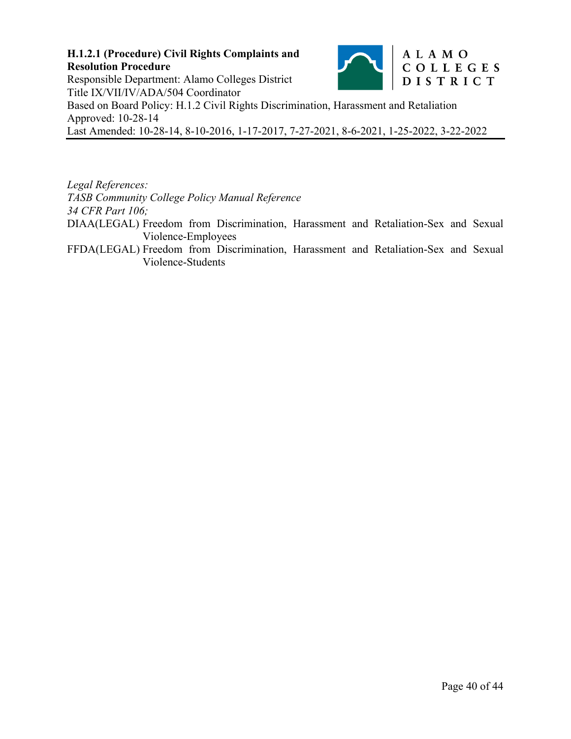**H.1.2.1 (Procedure) Civil Rights Complaints and Resolution Procedure**
Responsible Department: Alamo Colleges District Title IX/VII/IV/ADA/504 Coordinator
Based on Board Policy: H.1.2 Civil Rights Discrimination, Harassment and Retaliation
Approved: 10-28-14
Last Amended: 10-28-14, 8-10-2016, 1-17-2017, 7-27-2021, 8-6-2021, 1-25-2022, 3-22-2022

---

*Legal References:*
*TASB Community College Policy Manual Reference*
*34 CFR Part 106;*

DIAA(LEGAL) Freedom from Discrimination, Harassment and Retaliation-Sex and Sexual Violence-Employees

FFDA(LEGAL) Freedom from Discrimination, Harassment and Retaliation-Sex and Sexual Violence-Students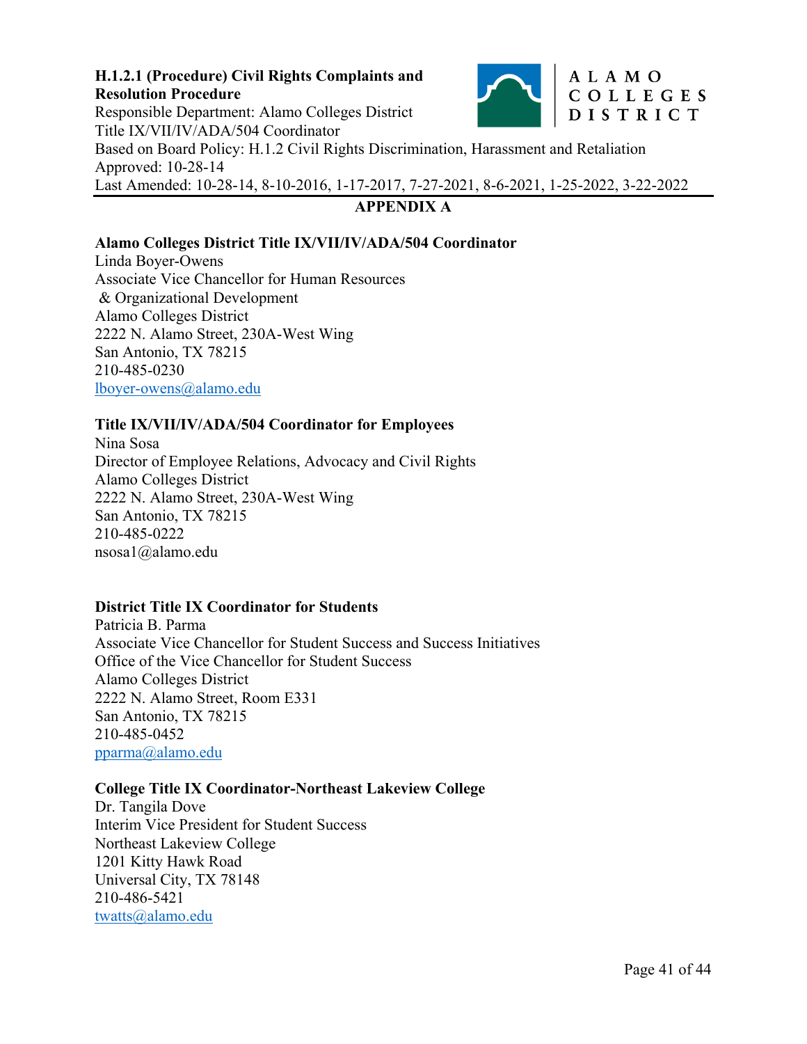**H.1.2.1 (Procedure) Civil Rights Complaints and Resolution Procedure**
Responsible Department: Alamo Colleges District Title IX/VII/IV/ADA/504 Coordinator
Based on Board Policy: H.1.2 Civil Rights Discrimination, Harassment and Retaliation
Approved: 10-28-14
Last Amended: 10-28-14, 8-10-2016, 1-17-2017, 7-27-2021, 8-6-2021, 1-25-2022, 3-22-2022

## APPENDIX A

**Alamo Colleges District Title IX/VII/IV/ADA/504 Coordinator**
Linda Boyer-Owens
Associate Vice Chancellor for Human Resources & Organizational Development
Alamo Colleges District
2222 N. Alamo Street, 230A-West Wing
San Antonio, TX 78215
210-485-0230
lboyer-owens@alamo.edu

**Title IX/VII/IV/ADA/504 Coordinator for Employees**
Nina Sosa
Director of Employee Relations, Advocacy and Civil Rights
Alamo Colleges District
2222 N. Alamo Street, 230A-West Wing
San Antonio, TX 78215
210-485-0222
nsosa1@alamo.edu

**District Title IX Coordinator for Students**
Patricia B. Parma
Associate Vice Chancellor for Student Success and Success Initiatives
Office of the Vice Chancellor for Student Success
Alamo Colleges District
2222 N. Alamo Street, Room E331
San Antonio, TX 78215
210-485-0452
pparma@alamo.edu

**College Title IX Coordinator-Northeast Lakeview College**
Dr. Tangila Dove
Interim Vice President for Student Success
Northeast Lakeview College
1201 Kitty Hawk Road
Universal City, TX 78148
210-486-5421
twatts@alamo.edu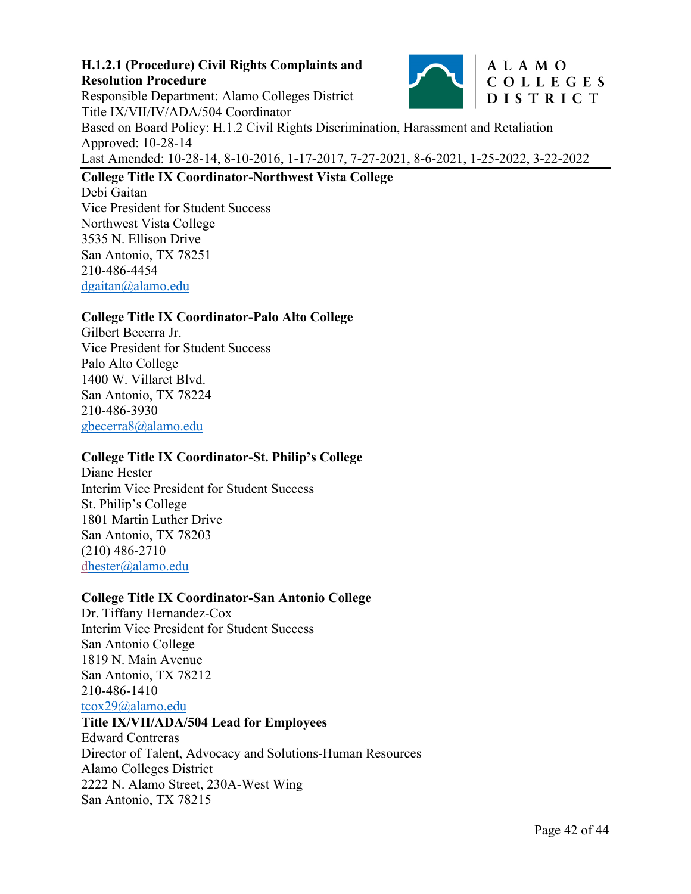**H.1.2.1 (Procedure) Civil Rights Complaints and Resolution Procedure**
Responsible Department: Alamo Colleges District Title IX/VII/IV/ADA/504 Coordinator
Based on Board Policy: H.1.2 Civil Rights Discrimination, Harassment and Retaliation
Approved: 10-28-14
Last Amended: 10-28-14, 8-10-2016, 1-17-2017, 7-27-2021, 8-6-2021, 1-25-2022, 3-22-2022

---

**College Title IX Coordinator-Northwest Vista College**
Debi Gaitan
Vice President for Student Success
Northwest Vista College
3535 N. Ellison Drive
San Antonio, TX 78251
210-486-4454
dgaitan@alamo.edu

**College Title IX Coordinator-Palo Alto College**
Gilbert Becerra Jr.
Vice President for Student Success
Palo Alto College
1400 W. Villaret Blvd.
San Antonio, TX 78224
210-486-3930
gbecerra8@alamo.edu

**College Title IX Coordinator-St. Philip's College**
Diane Hester
Interim Vice President for Student Success
St. Philip's College
1801 Martin Luther Drive
San Antonio, TX 78203
(210) 486-2710
dhester@alamo.edu

**College Title IX Coordinator-San Antonio College**
Dr. Tiffany Hernandez-Cox
Interim Vice President for Student Success
San Antonio College
1819 N. Main Avenue
San Antonio, TX 78212
210-486-1410
tcox29@alamo.edu

**Title IX/VII/ADA/504 Lead for Employees**
Edward Contreras
Director of Talent, Advocacy and Solutions-Human Resources
Alamo Colleges District
2222 N. Alamo Street, 230A-West Wing
San Antonio, TX 78215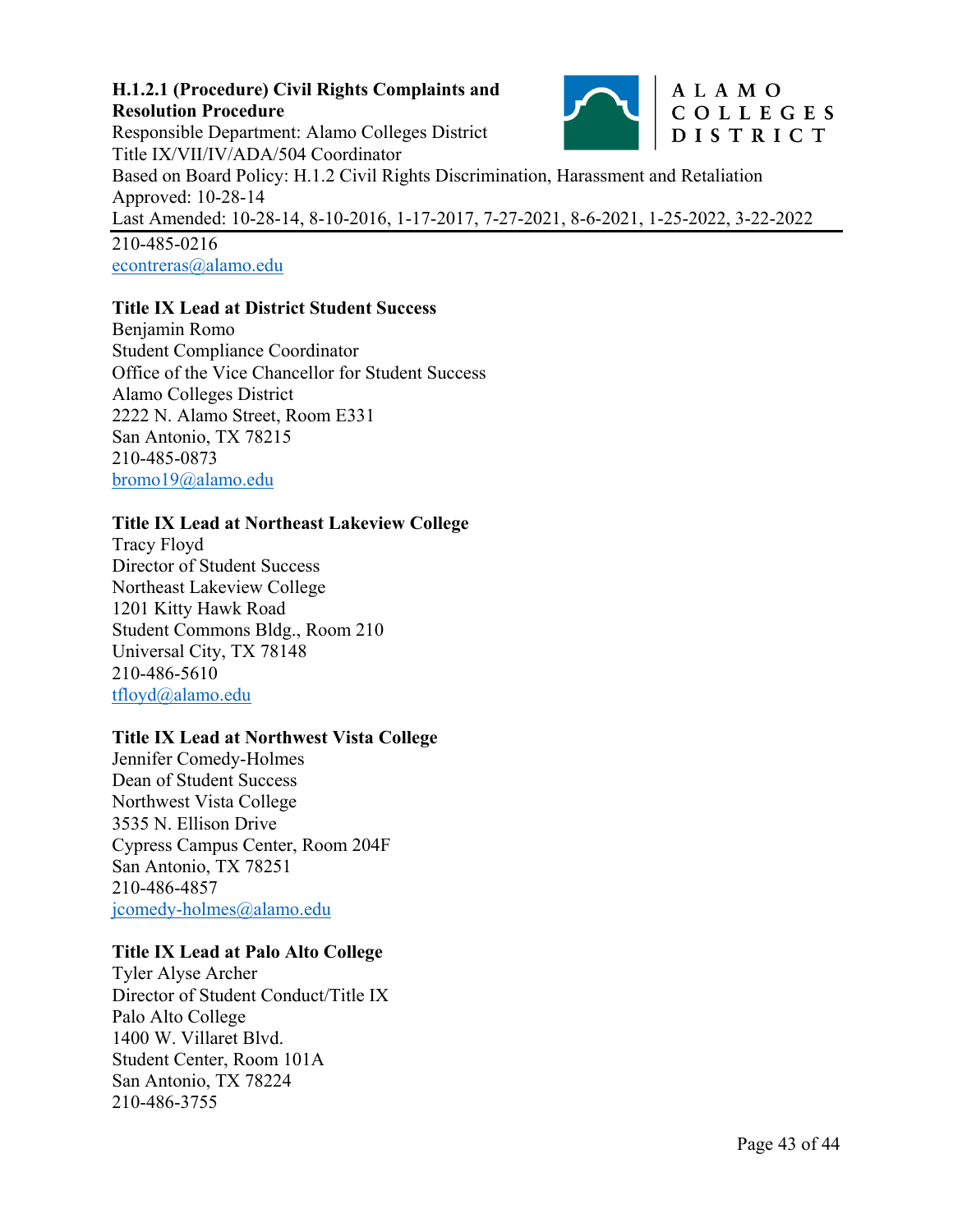210-485-0216
econtreras@alamo.edu

**Title IX Lead at District Student Success**
Benjamin Romo
Student Compliance Coordinator
Office of the Vice Chancellor for Student Success
Alamo Colleges District
2222 N. Alamo Street, Room E331
San Antonio, TX 78215
210-485-0873
bromo19@alamo.edu

**Title IX Lead at Northeast Lakeview College**
Tracy Floyd
Director of Student Success
Northeast Lakeview College
1201 Kitty Hawk Road
Student Commons Bldg., Room 210
Universal City, TX 78148
210-486-5610
tfloyd@alamo.edu

**Title IX Lead at Northwest Vista College**
Jennifer Comedy-Holmes
Dean of Student Success
Northwest Vista College
3535 N. Ellison Drive
Cypress Campus Center, Room 204F
San Antonio, TX 78251
210-486-4857
jcomedy-holmes@alamo.edu

**Title IX Lead at Palo Alto College**
Tyler Alyse Archer
Director of Student Conduct/Title IX
Palo Alto College
1400 W. Villaret Blvd.
Student Center, Room 101A
San Antonio, TX 78224
210-486-3755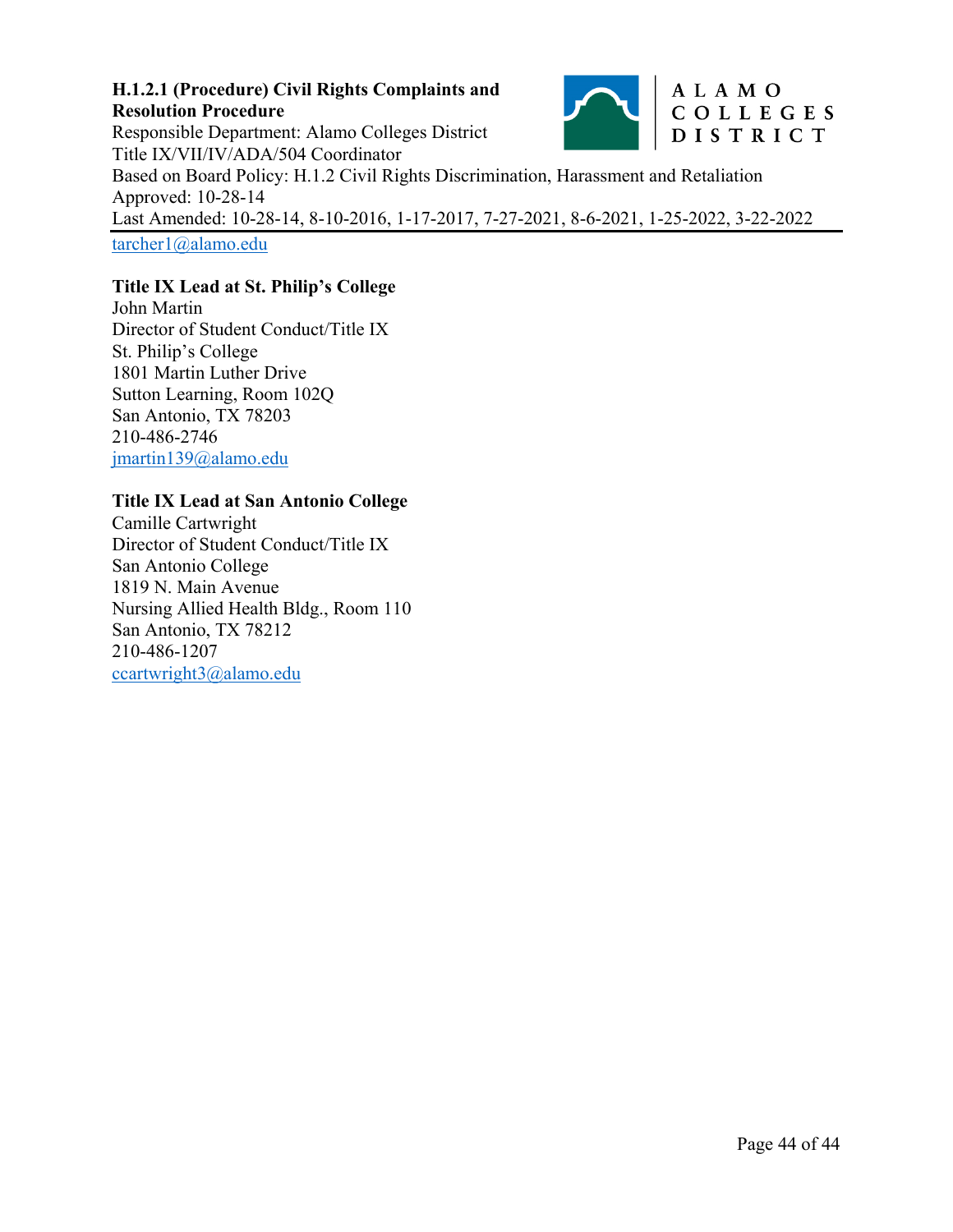tarcher1@alamo.edu

**Title IX Lead at St. Philip's College**
John Martin
Director of Student Conduct/Title IX
St. Philip's College
1801 Martin Luther Drive
Sutton Learning, Room 102Q
San Antonio, TX 78203
210-486-2746
jmartin139@alamo.edu

**Title IX Lead at San Antonio College**
Camille Cartwright
Director of Student Conduct/Title IX
San Antonio College
1819 N. Main Avenue
Nursing Allied Health Bldg., Room 110
San Antonio, TX 78212
210-486-1207
ccartwright3@alamo.edu